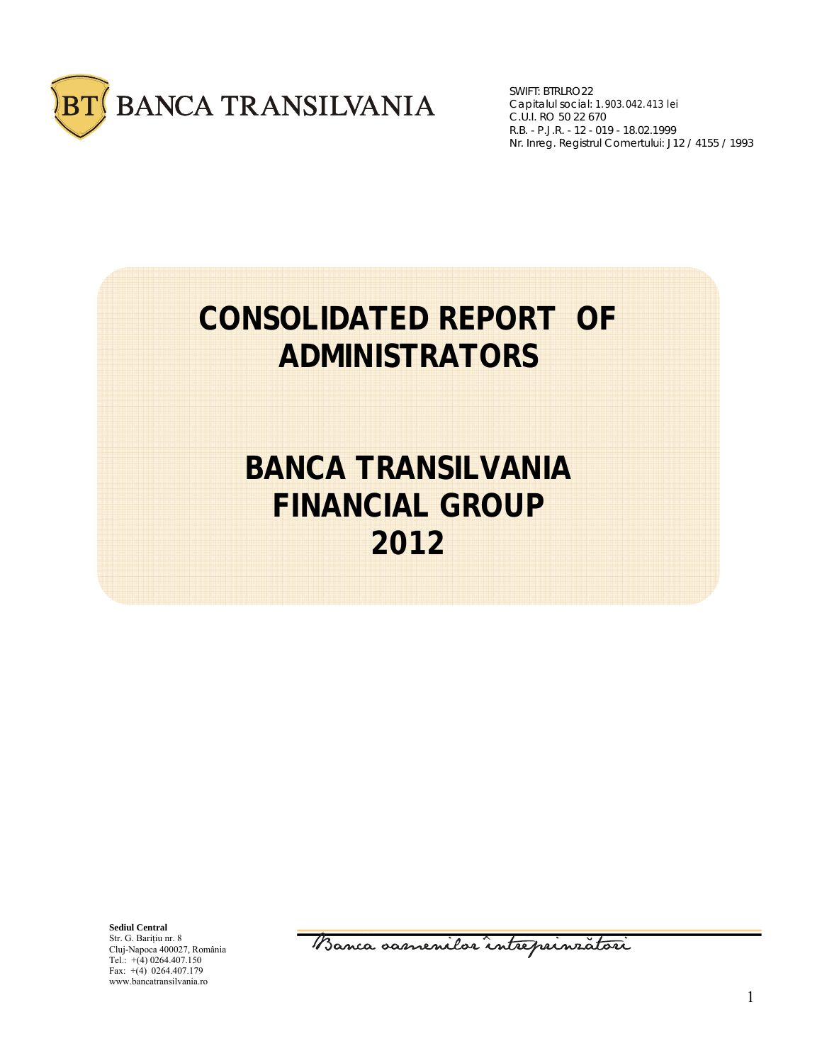BANCA TRANSILVANIA

SWIFT: BTRLRO22
Capitalul social: 1.903.042.413 lei
C.U.I. RO 50 22 670
R.B. - P.J.R. - 12 - 019 - 18.02.1999
Nr. Inreg. Registrul Comertului: J12 / 4155 / 1993

# CONSOLIDATED REPORT OF ADMINISTRATORS

# BANCA TRANSILVANIA FINANCIAL GROUP 2012

**Sediul Central**
Str. G. Barițiu nr. 8
Cluj-Napoca 400027, România
Tel.: +(4) 0264.407.150
Fax: +(4) 0264.407.179
www.bancatransilvania.ro

Banca oamenilor întreprinzători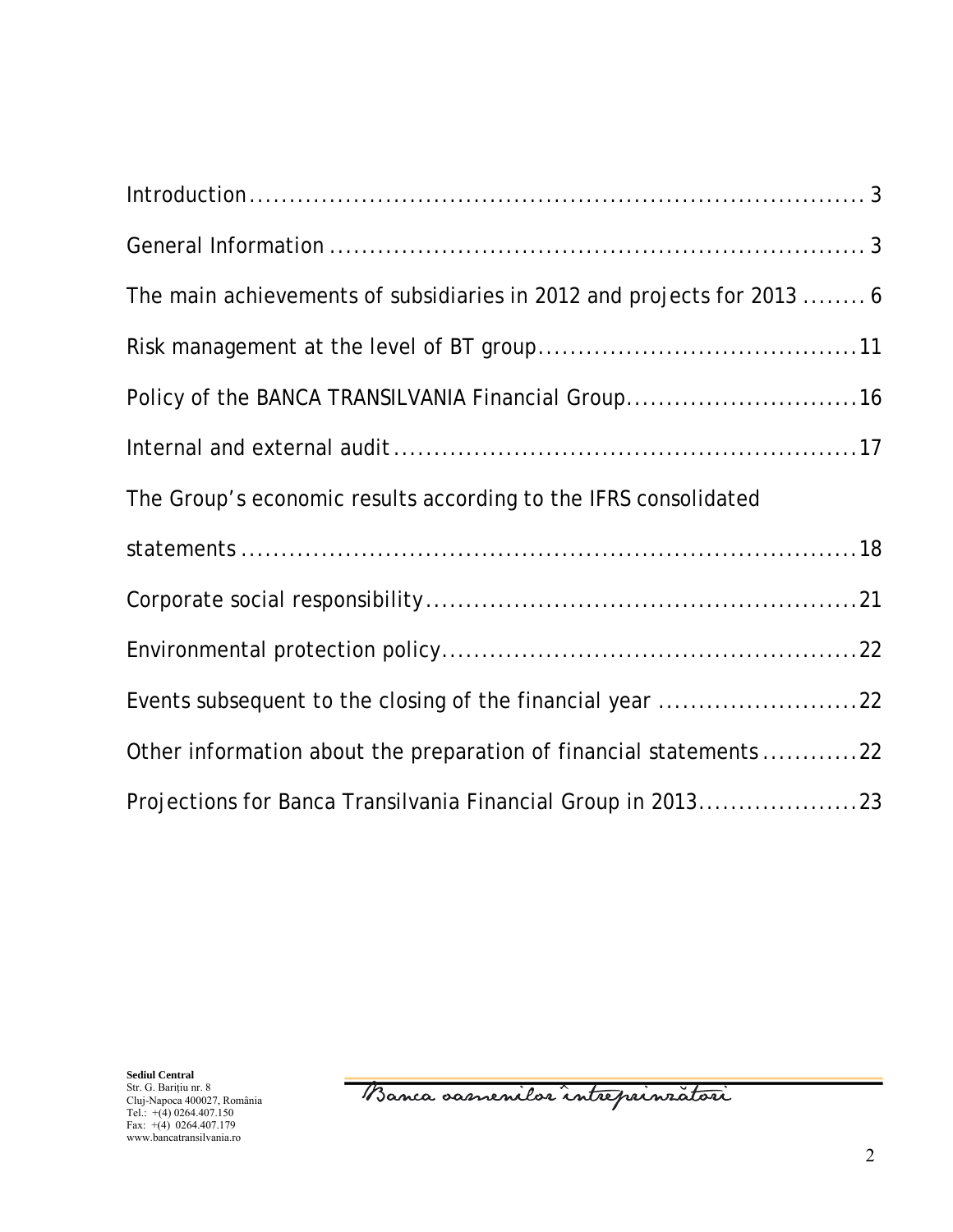Introduction........................................................................... 3

General Information ................................................................... 3

The main achievements of subsidiaries in 2012 and projects for 2013 ........ 6

Risk management at the level of BT group.......................................11

Policy of the BANCA TRANSILVANIA Financial Group.............................16

Internal and external audit..........................................................17

The Group's economic results according to the IFRS consolidated statements.........................................................................18

Corporate social responsibility.....................................................21

Environmental protection policy...................................................22

Events subsequent to the closing of the financial year .........................22

Other information about the preparation of financial statements............22

Projections for Banca Transilvania Financial Group in 2013...................23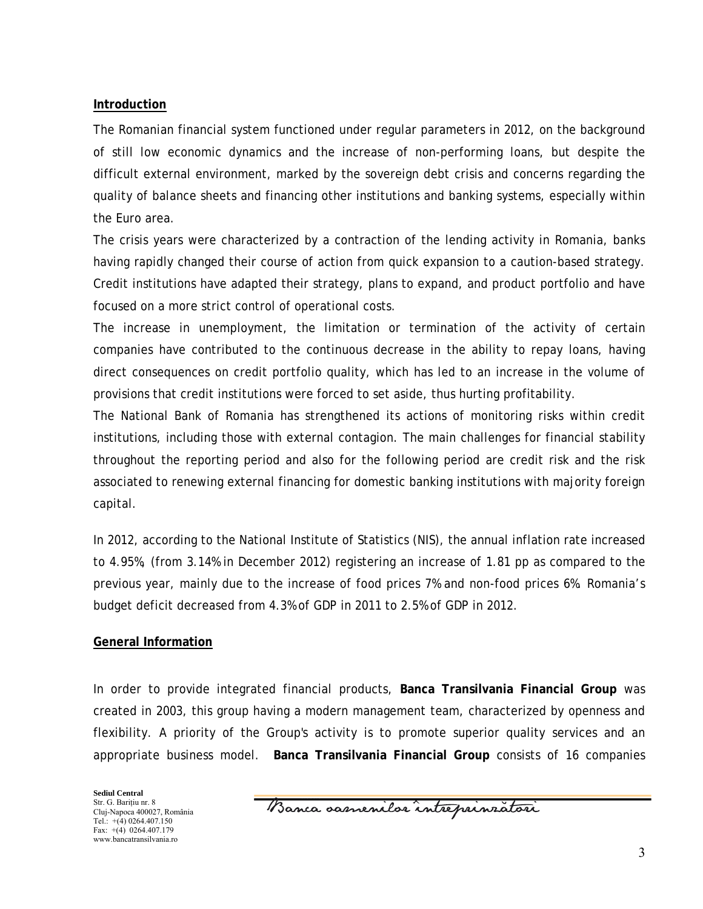**Introduction**

The Romanian financial system functioned under regular parameters in 2012, on the background of still low economic dynamics and the increase of non-performing loans, but despite the difficult external environment, marked by the sovereign debt crisis and concerns regarding the quality of balance sheets and financing other institutions and banking systems, especially within the Euro area.

The crisis years were characterized by a contraction of the lending activity in Romania, banks having rapidly changed their course of action from quick expansion to a caution-based strategy. Credit institutions have adapted their strategy, plans to expand, and product portfolio and have focused on a more strict control of operational costs.

The increase in unemployment, the limitation or termination of the activity of certain companies have contributed to the continuous decrease in the ability to repay loans, having direct consequences on credit portfolio quality, which has led to an increase in the volume of provisions that credit institutions were forced to set aside, thus hurting profitability.

The National Bank of Romania has strengthened its actions of monitoring risks within credit institutions, including those with external contagion. The main challenges for financial stability throughout the reporting period and also for the following period are credit risk and the risk associated to renewing external financing for domestic banking institutions with majority foreign capital.

In 2012, according to the National Institute of Statistics (NIS), the annual inflation rate increased to 4.95%, (from 3.14% in December 2012) registering an increase of 1.81 pp as compared to the previous year, mainly due to the increase of food prices 7% and non-food prices 6%. Romania's budget deficit decreased from 4.3% of GDP in 2011 to 2.5% of GDP in 2012.

**General Information**

In order to provide integrated financial products, **Banca Transilvania Financial Group** was created in 2003, this group having a modern management team, characterized by openness and flexibility. A priority of the Group's activity is to promote superior quality services and an appropriate business model. **Banca Transilvania Financial Group** consists of 16 companies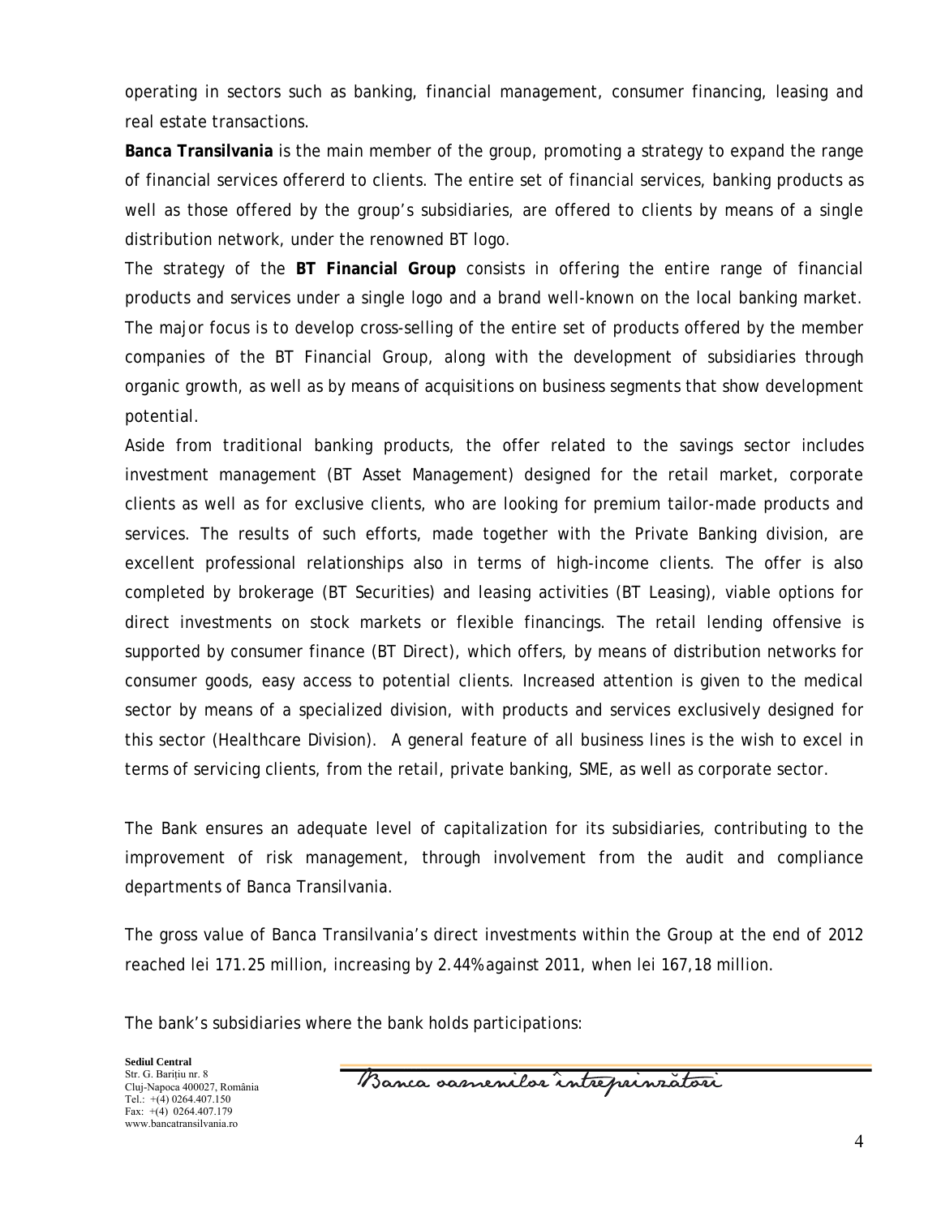operating in sectors such as banking, financial management, consumer financing, leasing and real estate transactions.

**Banca Transilvania** is the main member of the group, promoting a strategy to expand the range of financial services offererd to clients. The entire set of financial services, banking products as well as those offered by the group's subsidiaries, are offered to clients by means of a single distribution network, under the renowned BT logo.

The strategy of the **BT Financial Group** consists in offering the entire range of financial products and services under a single logo and a brand well-known on the local banking market. The major focus is to develop cross-selling of the entire set of products offered by the member companies of the BT Financial Group, along with the development of subsidiaries through organic growth, as well as by means of acquisitions on business segments that show development potential.

Aside from traditional banking products, the offer related to the savings sector includes investment management (BT Asset Management) designed for the retail market, corporate clients as well as for exclusive clients, who are looking for premium tailor-made products and services. The results of such efforts, made together with the Private Banking division, are excellent professional relationships also in terms of high-income clients. The offer is also completed by brokerage (BT Securities) and leasing activities (BT Leasing), viable options for direct investments on stock markets or flexible financings. The retail lending offensive is supported by consumer finance (BT Direct), which offers, by means of distribution networks for consumer goods, easy access to potential clients. Increased attention is given to the medical sector by means of a specialized division, with products and services exclusively designed for this sector (Healthcare Division). A general feature of all business lines is the wish to excel in terms of servicing clients, from the retail, private banking, SME, as well as corporate sector.

The Bank ensures an adequate level of capitalization for its subsidiaries, contributing to the improvement of risk management, through involvement from the audit and compliance departments of Banca Transilvania.

The gross value of Banca Transilvania's direct investments within the Group at the end of 2012 reached lei 171.25 million, increasing by 2.44% against 2011, when lei 167,18 million.

The bank's subsidiaries where the bank holds participations: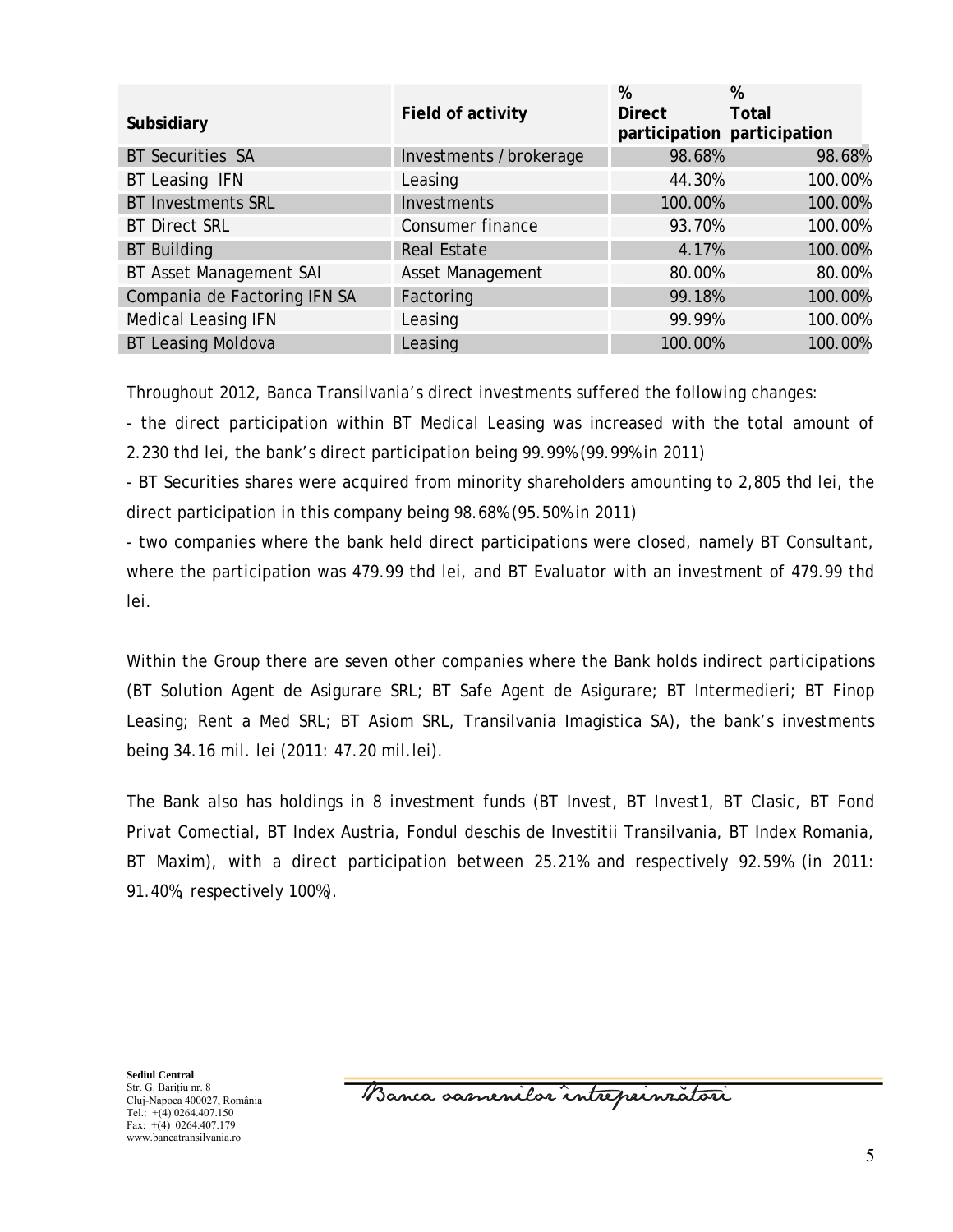| Subsidiary | Field of activity | % Direct participation | % Total participation |
|---|---|---|---|
| BT Securities SA | Investments / brokerage | 98.68% | 98.68% |
| BT Leasing IFN | Leasing | 44.30% | 100.00% |
| BT Investments SRL | Investments | 100.00% | 100.00% |
| BT Direct SRL | Consumer finance | 93.70% | 100.00% |
| BT Building | Real Estate | 4.17% | 100.00% |
| BT Asset Management SAI | Asset Management | 80.00% | 80.00% |
| Compania de Factoring IFN SA | Factoring | 99.18% | 100.00% |
| Medical Leasing IFN | Leasing | 99.99% | 100.00% |
| BT Leasing Moldova | Leasing | 100.00% | 100.00% |

Throughout 2012, Banca Transilvania's direct investments suffered the following changes:

- the direct participation within BT Medical Leasing was increased with the total amount of 2.230 thd lei, the bank's direct participation being 99.99% (99.99% in 2011)
- BT Securities shares were acquired from minority shareholders amounting to 2,805 thd lei, the direct participation in this company being 98.68% (95.50% in 2011)
- two companies where the bank held direct participations were closed, namely BT Consultant, where the participation was 479.99 thd lei, and BT Evaluator with an investment of 479.99 thd lei.

Within the Group there are seven other companies where the Bank holds indirect participations (BT Solution Agent de Asigurare SRL; BT Safe Agent de Asigurare; BT Intermedieri; BT Finop Leasing; Rent a Med SRL; BT Asiom SRL, Transilvania Imagistica SA), the bank's investments being 34.16 mil. lei (2011: 47.20 mil.lei).

The Bank also has holdings in 8 investment funds (BT Invest, BT Invest1, BT Clasic, BT Fond Privat Comectial, BT Index Austria, Fondul deschis de Investitii Transilvania, BT Index Romania, BT Maxim), with a direct participation between 25.21% and respectively 92.59% (in 2011: 91.40%, respectively 100%).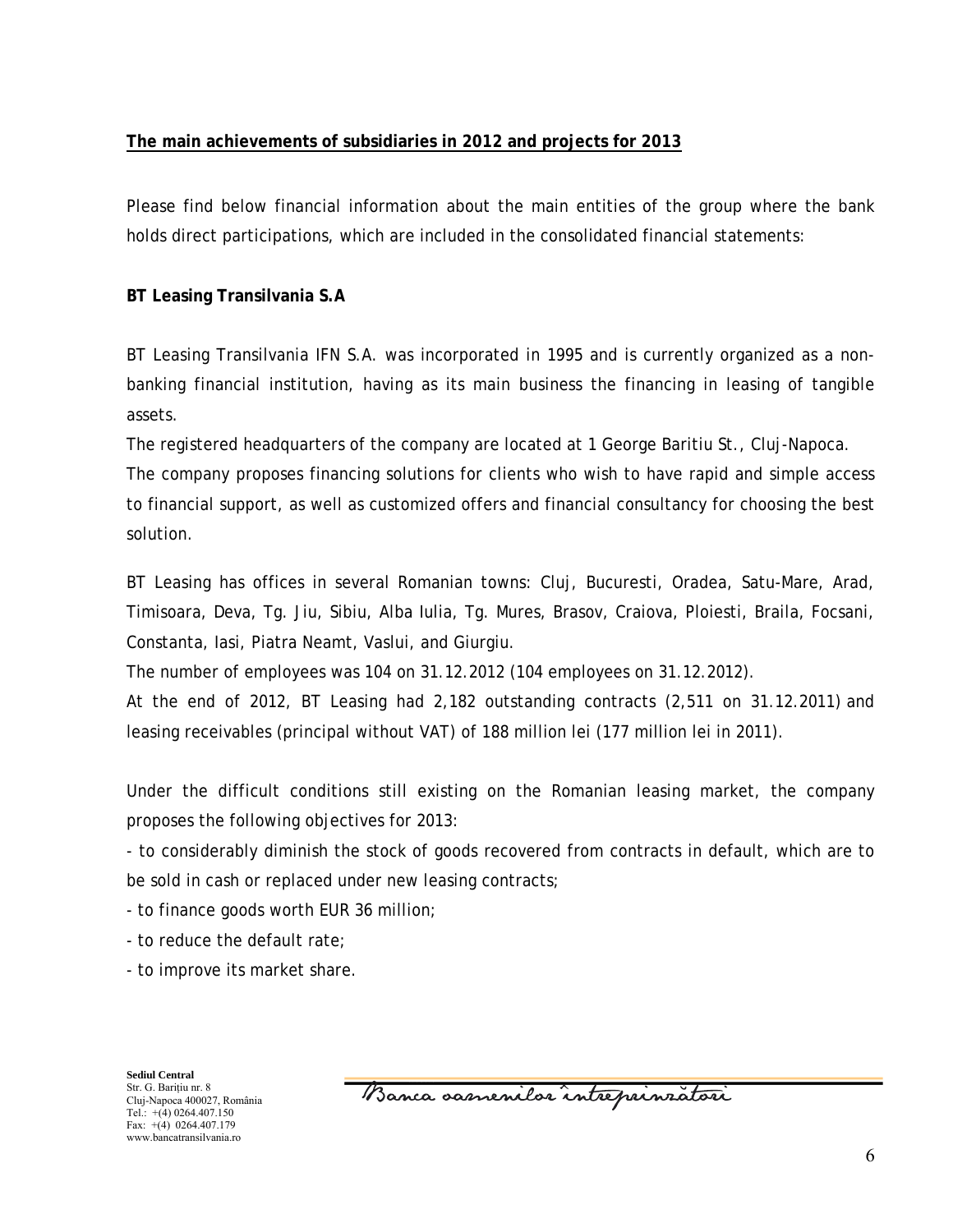**The main achievements of subsidiaries in 2012 and projects for 2013**

Please find below financial information about the main entities of the group where the bank holds direct participations, which are included in the consolidated financial statements:

**BT Leasing Transilvania S.A**

BT Leasing Transilvania IFN S.A. was incorporated in 1995 and is currently organized as a non-banking financial institution, having as its main business the financing in leasing of tangible assets.

The registered headquarters of the company are located at 1 George Baritiu St., Cluj-Napoca.

The company proposes financing solutions for clients who wish to have rapid and simple access to financial support, as well as customized offers and financial consultancy for choosing the best solution.

BT Leasing has offices in several Romanian towns: Cluj, Bucuresti, Oradea, Satu-Mare, Arad, Timisoara, Deva, Tg. Jiu, Sibiu, Alba Iulia, Tg. Mures, Brasov, Craiova, Ploiesti, Braila, Focsani, Constanta, Iasi, Piatra Neamt, Vaslui, and Giurgiu.

The number of employees was 104 on 31.12.2012 (104 employees on 31.12.2012).

At the end of 2012, BT Leasing had 2,182 outstanding contracts (2,511 on 31.12.2011) and leasing receivables (principal without VAT) of 188 million lei (177 million lei in 2011).

Under the difficult conditions still existing on the Romanian leasing market, the company proposes the following objectives for 2013:

- to considerably diminish the stock of goods recovered from contracts in default, which are to be sold in cash or replaced under new leasing contracts;
- to finance goods worth EUR 36 million;
- to reduce the default rate;
- to improve its market share.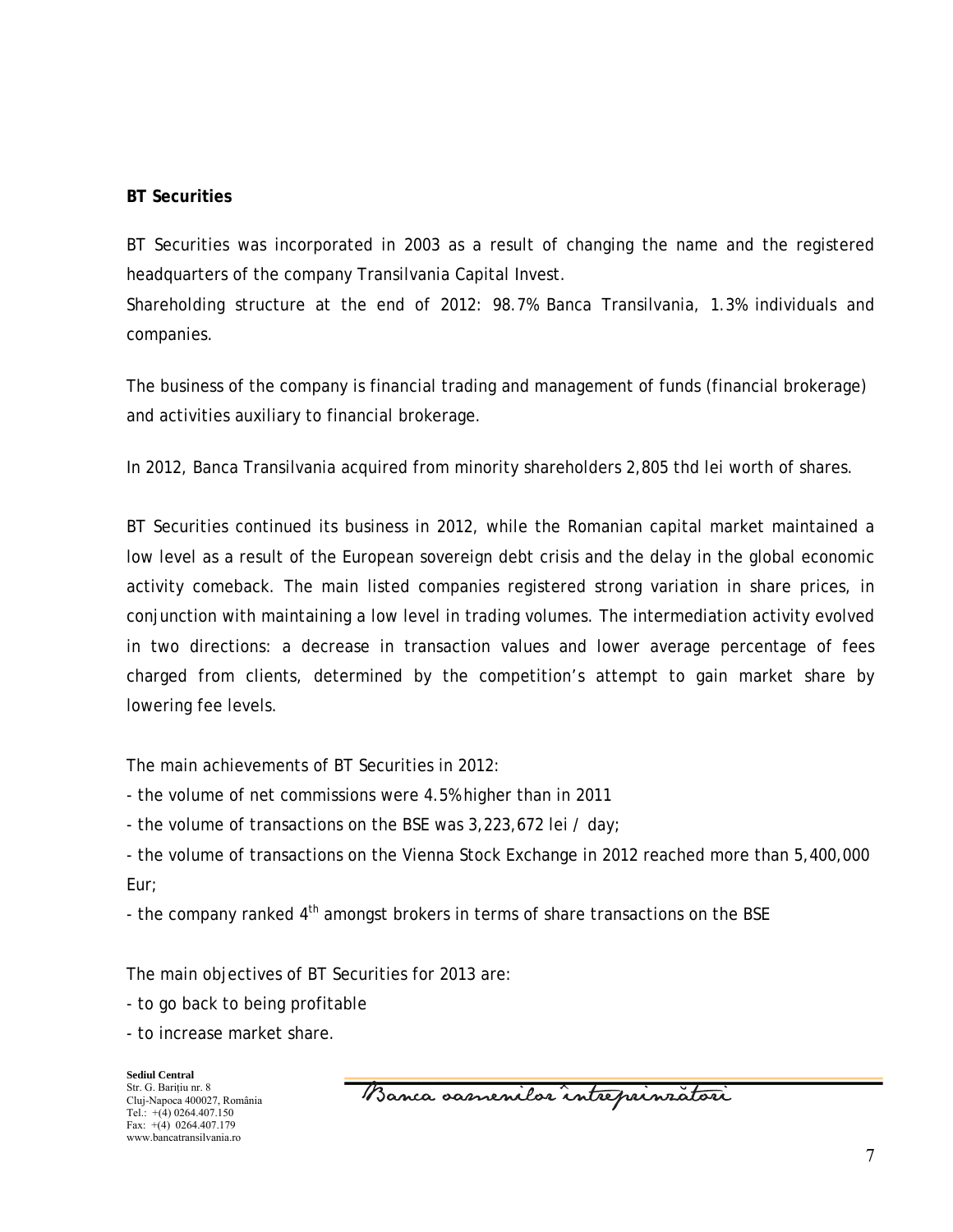**BT Securities**

BT Securities was incorporated in 2003 as a result of changing the name and the registered headquarters of the company Transilvania Capital Invest.

Shareholding structure at the end of 2012: 98.7% Banca Transilvania, 1.3% individuals and companies.

The business of the company is financial trading and management of funds (financial brokerage) and activities auxiliary to financial brokerage.

In 2012, Banca Transilvania acquired from minority shareholders 2,805 thd lei worth of shares.

BT Securities continued its business in 2012, while the Romanian capital market maintained a low level as a result of the European sovereign debt crisis and the delay in the global economic activity comeback. The main listed companies registered strong variation in share prices, in conjunction with maintaining a low level in trading volumes. The intermediation activity evolved in two directions: a decrease in transaction values and lower average percentage of fees charged from clients, determined by the competition's attempt to gain market share by lowering fee levels.

The main achievements of BT Securities in 2012:

- the volume of net commissions were 4.5% higher than in 2011
- the volume of transactions on the BSE was 3,223,672 lei / day;
- the volume of transactions on the Vienna Stock Exchange in 2012 reached more than 5,400,000 Eur;
- the company ranked 4th amongst brokers in terms of share transactions on the BSE

The main objectives of BT Securities for 2013 are:

- to go back to being profitable
- to increase market share.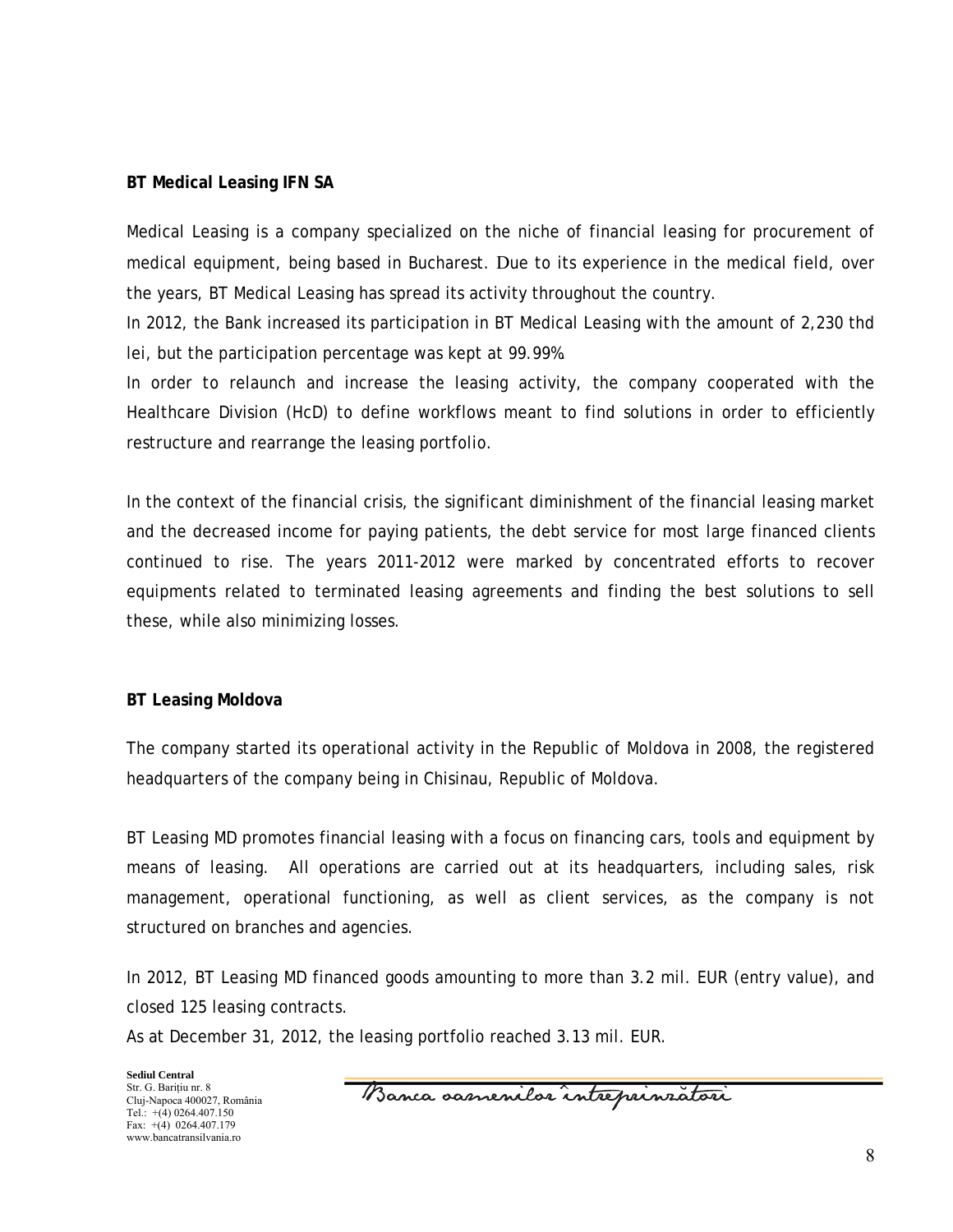**BT Medical Leasing IFN SA**

Medical Leasing is a company specialized on the niche of financial leasing for procurement of medical equipment, being based in Bucharest. Due to its experience in the medical field, over the years, BT Medical Leasing has spread its activity throughout the country.

In 2012, the Bank increased its participation in BT Medical Leasing with the amount of 2,230 thd lei, but the participation percentage was kept at 99.99%.

In order to relaunch and increase the leasing activity, the company cooperated with the Healthcare Division (HcD) to define workflows meant to find solutions in order to efficiently restructure and rearrange the leasing portfolio.

In the context of the financial crisis, the significant diminishment of the financial leasing market and the decreased income for paying patients, the debt service for most large financed clients continued to rise. The years 2011-2012 were marked by concentrated efforts to recover equipments related to terminated leasing agreements and finding the best solutions to sell these, while also minimizing losses.

**BT Leasing Moldova**

The company started its operational activity in the Republic of Moldova in 2008, the registered headquarters of the company being in Chisinau, Republic of Moldova.

BT Leasing MD promotes financial leasing with a focus on financing cars, tools and equipment by means of leasing. All operations are carried out at its headquarters, including sales, risk management, operational functioning, as well as client services, as the company is not structured on branches and agencies.

In 2012, BT Leasing MD financed goods amounting to more than 3.2 mil. EUR (entry value), and closed 125 leasing contracts.

As at December 31, 2012, the leasing portfolio reached 3.13 mil. EUR.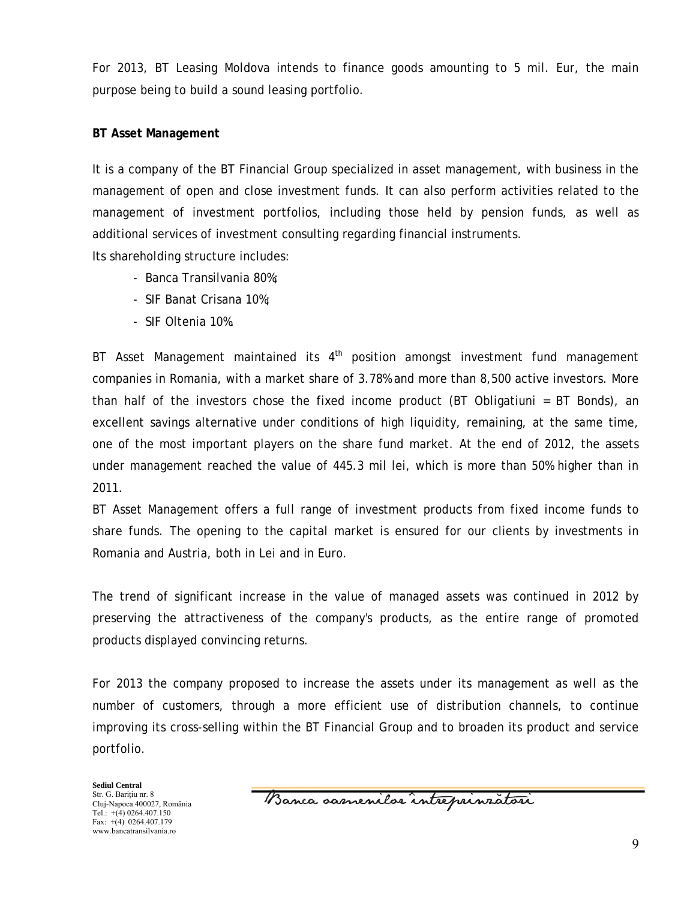For 2013, BT Leasing Moldova intends to finance goods amounting to 5 mil. Eur, the main purpose being to build a sound leasing portfolio.

**BT Asset Management**

It is a company of the BT Financial Group specialized in asset management, with business in the management of open and close investment funds. It can also perform activities related to the management of investment portfolios, including those held by pension funds, as well as additional services of investment consulting regarding financial instruments.
Its shareholding structure includes:

- Banca Transilvania 80%;
- SIF Banat Crisana 10%;
- SIF Oltenia 10%.

BT Asset Management maintained its 4th position amongst investment fund management companies in Romania, with a market share of 3.78% and more than 8,500 active investors. More than half of the investors chose the fixed income product (BT Obligatiuni = BT Bonds), an excellent savings alternative under conditions of high liquidity, remaining, at the same time, one of the most important players on the share fund market. At the end of 2012, the assets under management reached the value of 445.3 mil lei, which is more than 50% higher than in 2011.
BT Asset Management offers a full range of investment products from fixed income funds to share funds. The opening to the capital market is ensured for our clients by investments in Romania and Austria, both in Lei and in Euro.

The trend of significant increase in the value of managed assets was continued in 2012 by preserving the attractiveness of the company's products, as the entire range of promoted products displayed convincing returns.

For 2013 the company proposed to increase the assets under its management as well as the number of customers, through a more efficient use of distribution channels, to continue improving its cross-selling within the BT Financial Group and to broaden its product and service portfolio.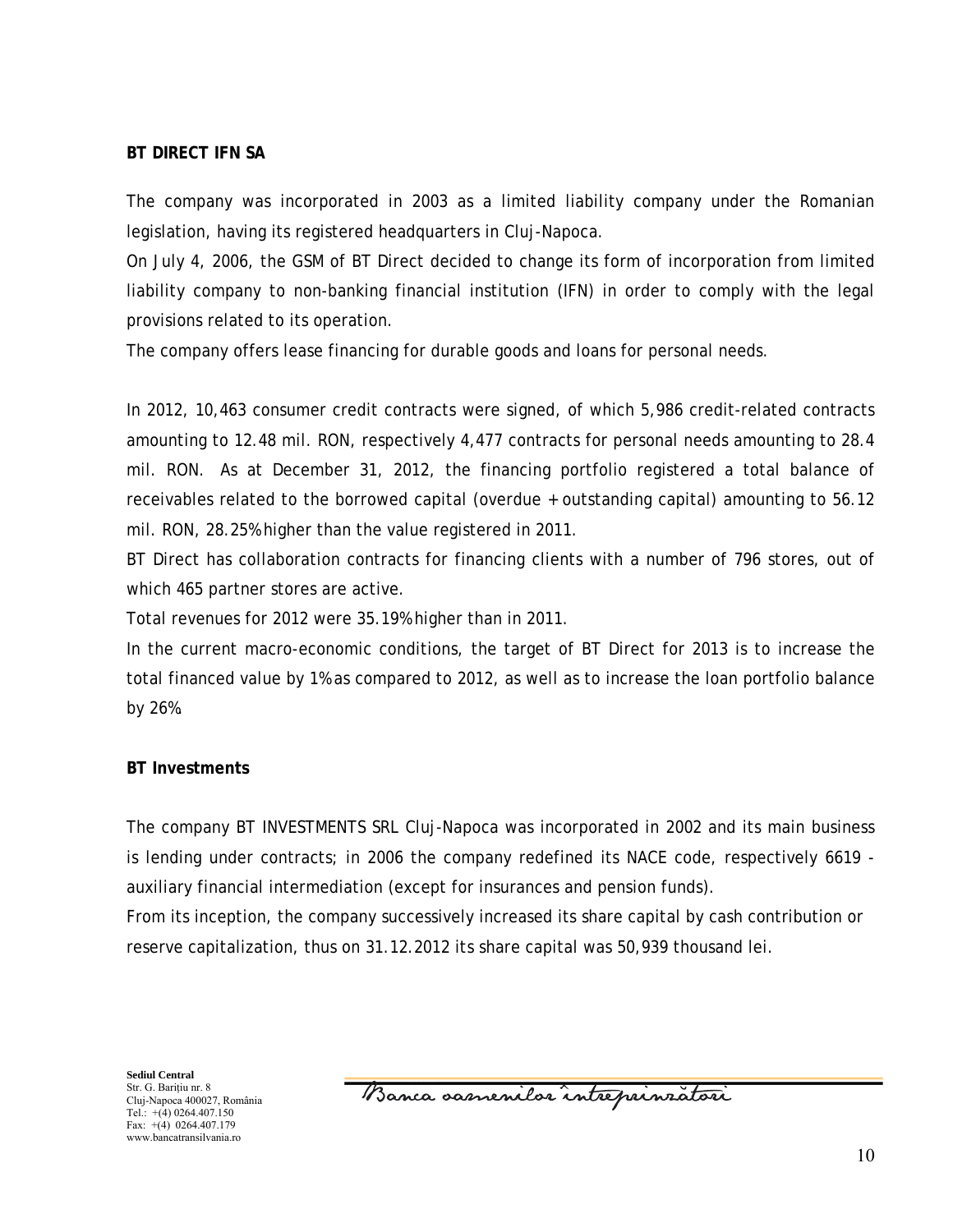**BT DIRECT IFN SA**

The company was incorporated in 2003 as a limited liability company under the Romanian legislation, having its registered headquarters in Cluj-Napoca.

On July 4, 2006, the GSM of BT Direct decided to change its form of incorporation from limited liability company to non-banking financial institution (IFN) in order to comply with the legal provisions related to its operation.

The company offers lease financing for durable goods and loans for personal needs.

In 2012, 10,463 consumer credit contracts were signed, of which 5,986 credit-related contracts amounting to 12.48 mil. RON, respectively 4,477 contracts for personal needs amounting to 28.4 mil. RON. As at December 31, 2012, the financing portfolio registered a total balance of receivables related to the borrowed capital (overdue + outstanding capital) amounting to 56.12 mil. RON, 28.25% higher than the value registered in 2011.

BT Direct has collaboration contracts for financing clients with a number of 796 stores, out of which 465 partner stores are active.

Total revenues for 2012 were 35.19% higher than in 2011.

In the current macro-economic conditions, the target of BT Direct for 2013 is to increase the total financed value by 1% as compared to 2012, as well as to increase the loan portfolio balance by 26%.

**BT Investments**

The company BT INVESTMENTS SRL Cluj-Napoca was incorporated in 2002 and its main business is lending under contracts; in 2006 the company redefined its NACE code, respectively 6619 - auxiliary financial intermediation (except for insurances and pension funds).

From its inception, the company successively increased its share capital by cash contribution or reserve capitalization, thus on 31.12.2012 its share capital was 50,939 thousand lei.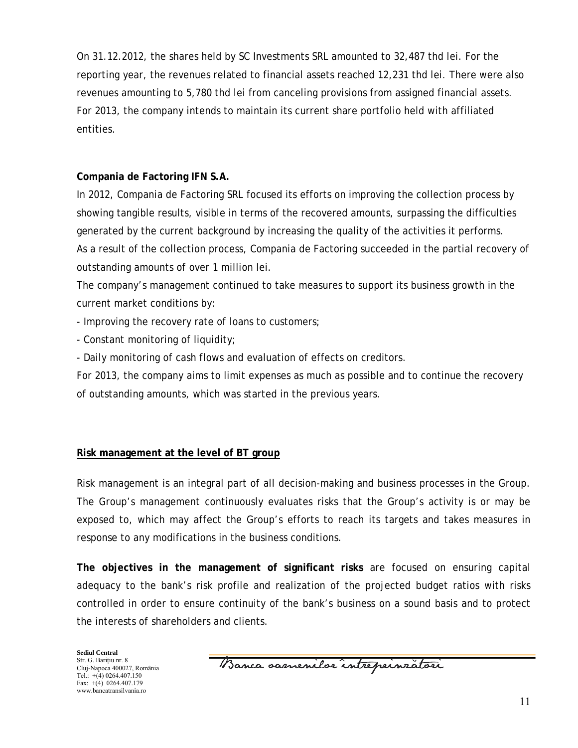On 31.12.2012, the shares held by SC Investments SRL amounted to 32,487 thd lei. For the reporting year, the revenues related to financial assets reached 12,231 thd lei. There were also revenues amounting to 5,780 thd lei from canceling provisions from assigned financial assets. For 2013, the company intends to maintain its current share portfolio held with affiliated entities.

**Compania de Factoring IFN S.A.**

In 2012, Compania de Factoring SRL focused its efforts on improving the collection process by showing tangible results, visible in terms of the recovered amounts, surpassing the difficulties generated by the current background by increasing the quality of the activities it performs. As a result of the collection process, Compania de Factoring succeeded in the partial recovery of outstanding amounts of over 1 million lei.

The company's management continued to take measures to support its business growth in the current market conditions by:

- Improving the recovery rate of loans to customers;
- Constant monitoring of liquidity;
- Daily monitoring of cash flows and evaluation of effects on creditors.

For 2013, the company aims to limit expenses as much as possible and to continue the recovery of outstanding amounts, which was started in the previous years.

## Risk management at the level of BT group

Risk management is an integral part of all decision-making and business processes in the Group. The Group's management continuously evaluates risks that the Group's activity is or may be exposed to, which may affect the Group's efforts to reach its targets and takes measures in response to any modifications in the business conditions.

**The objectives in the management of significant risks** are focused on ensuring capital adequacy to the bank's risk profile and realization of the projected budget ratios with risks controlled in order to ensure continuity of the bank's business on a sound basis and to protect the interests of shareholders and clients.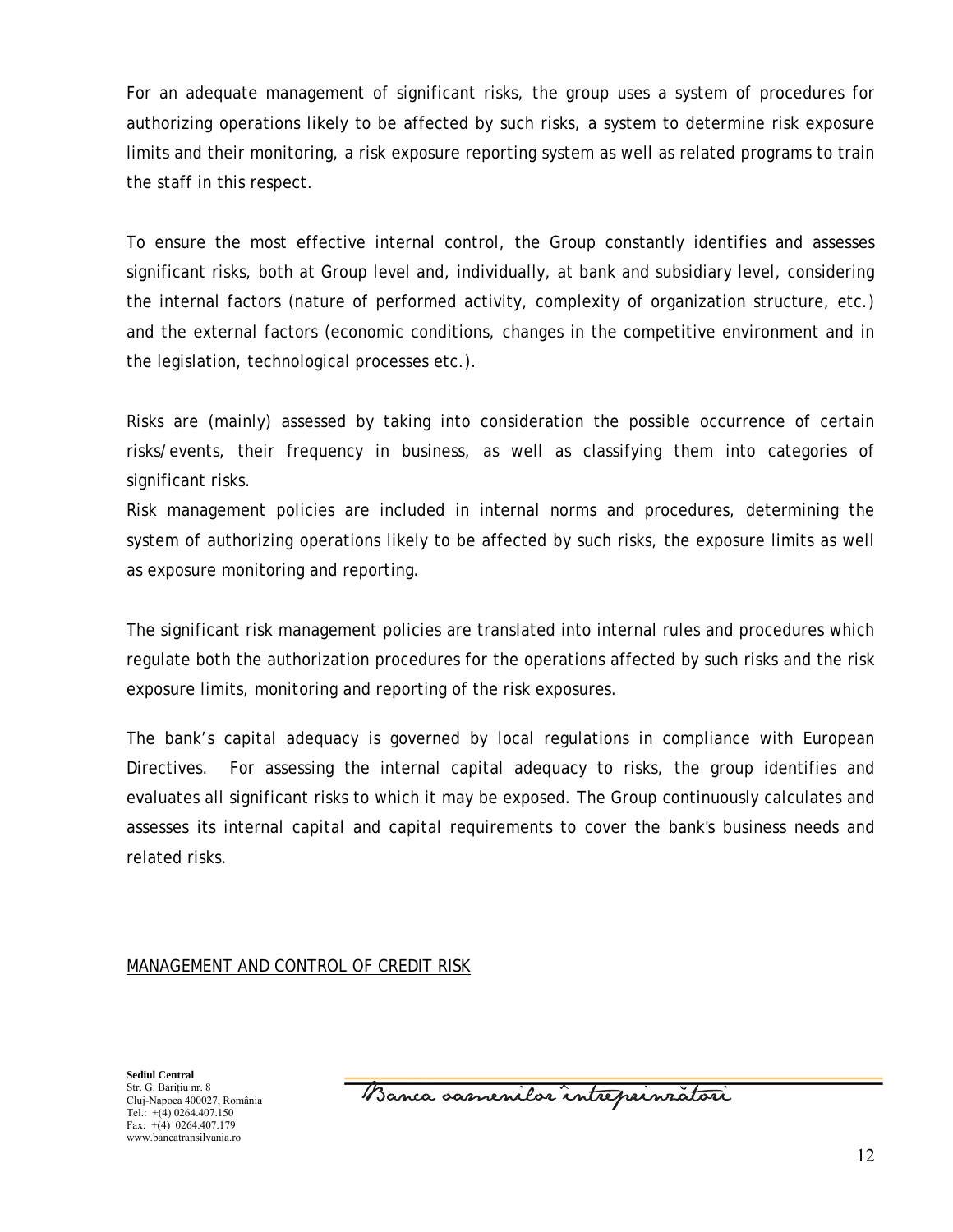For an adequate management of significant risks, the group uses a system of procedures for authorizing operations likely to be affected by such risks, a system to determine risk exposure limits and their monitoring, a risk exposure reporting system as well as related programs to train the staff in this respect.

To ensure the most effective internal control, the Group constantly identifies and assesses significant risks, both at Group level and, individually, at bank and subsidiary level, considering the internal factors (nature of performed activity, complexity of organization structure, etc.) and the external factors (economic conditions, changes in the competitive environment and in the legislation, technological processes etc.).

Risks are (mainly) assessed by taking into consideration the possible occurrence of certain risks/events, their frequency in business, as well as classifying them into categories of significant risks.

Risk management policies are included in internal norms and procedures, determining the system of authorizing operations likely to be affected by such risks, the exposure limits as well as exposure monitoring and reporting.

The significant risk management policies are translated into internal rules and procedures which regulate both the authorization procedures for the operations affected by such risks and the risk exposure limits, monitoring and reporting of the risk exposures.

The bank's capital adequacy is governed by local regulations in compliance with European Directives. For assessing the internal capital adequacy to risks, the group identifies and evaluates all significant risks to which it may be exposed. The Group continuously calculates and assesses its internal capital and capital requirements to cover the bank's business needs and related risks.

MANAGEMENT AND CONTROL OF CREDIT RISK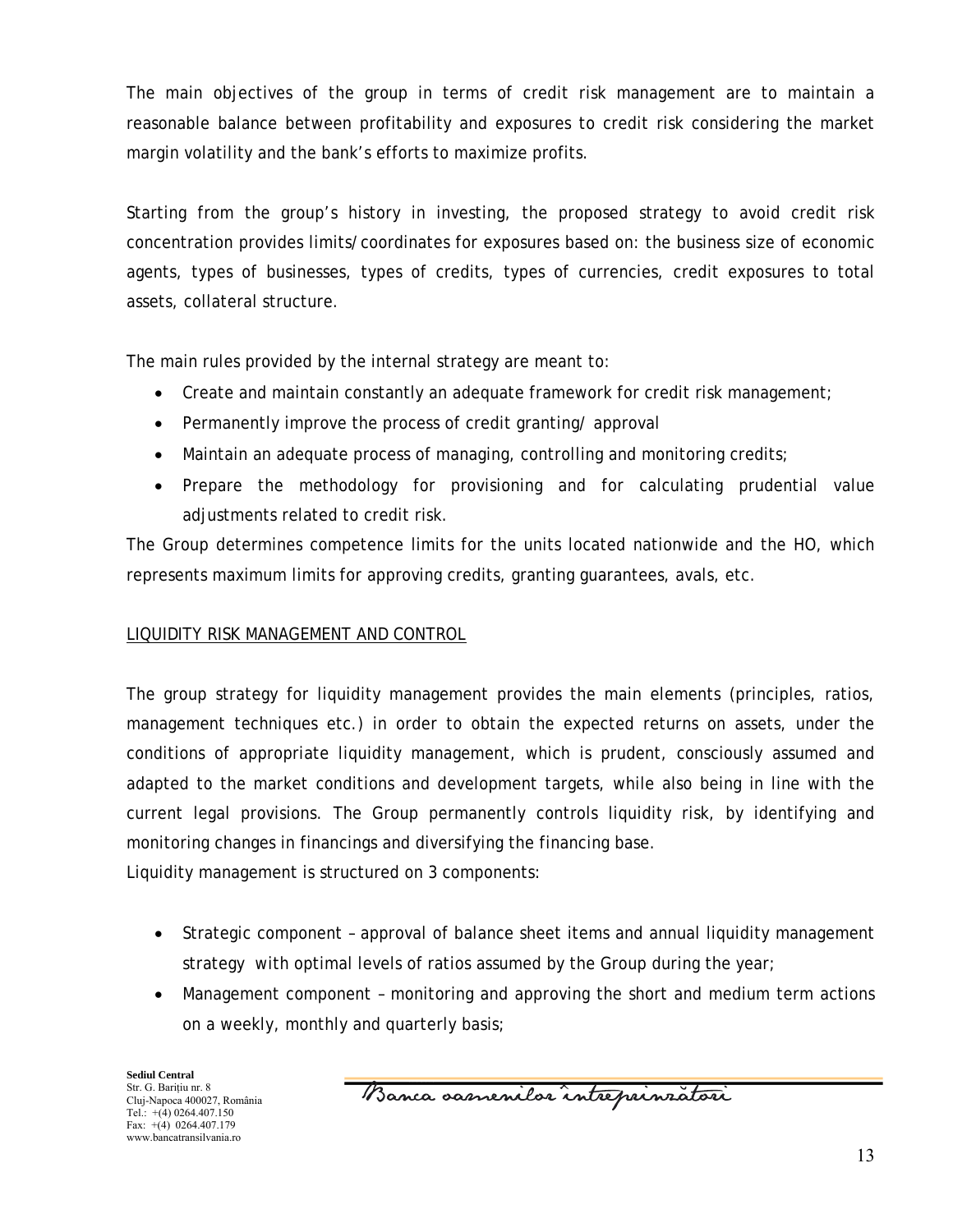The main objectives of the group in terms of credit risk management are to maintain a reasonable balance between profitability and exposures to credit risk considering the market margin volatility and the bank's efforts to maximize profits.

Starting from the group's history in investing, the proposed strategy to avoid credit risk concentration provides limits/coordinates for exposures based on: the business size of economic agents, types of businesses, types of credits, types of currencies, credit exposures to total assets, collateral structure.

The main rules provided by the internal strategy are meant to:

- Create and maintain constantly an adequate framework for credit risk management;
- Permanently improve the process of credit granting/ approval
- Maintain an adequate process of managing, controlling and monitoring credits;
- Prepare the methodology for provisioning and for calculating prudential value adjustments related to credit risk.

The Group determines competence limits for the units located nationwide and the HO, which represents maximum limits for approving credits, granting guarantees, avals, etc.

## LIQUIDITY RISK MANAGEMENT AND CONTROL

The group strategy for liquidity management provides the main elements (principles, ratios, management techniques etc.) in order to obtain the expected returns on assets, under the conditions of appropriate liquidity management, which is prudent, consciously assumed and adapted to the market conditions and development targets, while also being in line with the current legal provisions. The Group permanently controls liquidity risk, by identifying and monitoring changes in financings and diversifying the financing base.

Liquidity management is structured on 3 components:

- Strategic component – approval of balance sheet items and annual liquidity management strategy with optimal levels of ratios assumed by the Group during the year;
- Management component – monitoring and approving the short and medium term actions on a weekly, monthly and quarterly basis;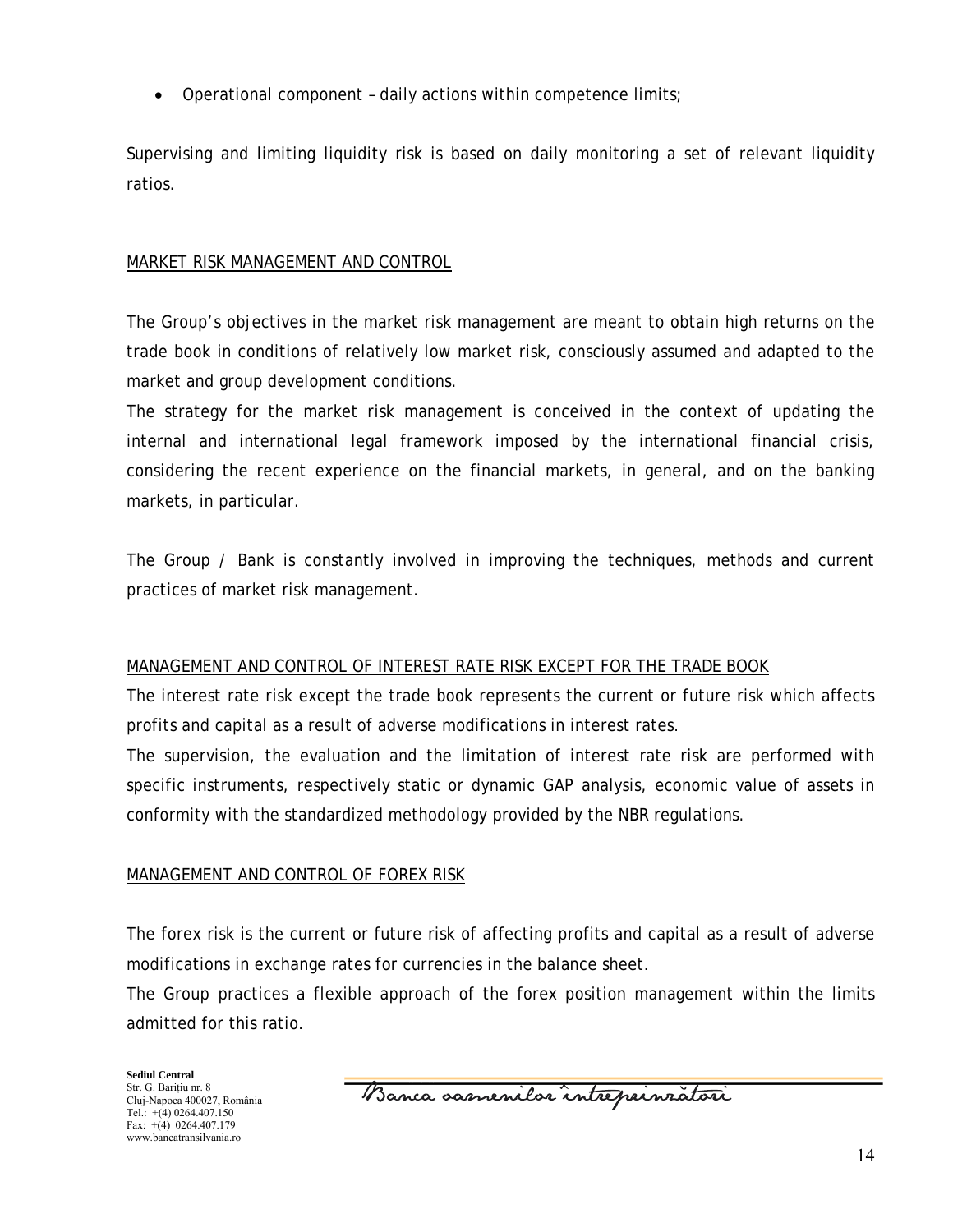- Operational component – daily actions within competence limits;

Supervising and limiting liquidity risk is based on daily monitoring a set of relevant liquidity ratios.

<u>MARKET RISK MANAGEMENT AND CONTROL</u>

The Group's objectives in the market risk management are meant to obtain high returns on the trade book in conditions of relatively low market risk, consciously assumed and adapted to the market and group development conditions.

The strategy for the market risk management is conceived in the context of updating the internal and international legal framework imposed by the international financial crisis, considering the recent experience on the financial markets, in general, and on the banking markets, in particular.

The Group / Bank is constantly involved in improving the techniques, methods and current practices of market risk management.

<u>MANAGEMENT AND CONTROL OF INTEREST RATE RISK EXCEPT FOR THE TRADE BOOK</u>

The interest rate risk except the trade book represents the current or future risk which affects profits and capital as a result of adverse modifications in interest rates.

The supervision, the evaluation and the limitation of interest rate risk are performed with specific instruments, respectively static or dynamic GAP analysis, economic value of assets in conformity with the standardized methodology provided by the NBR regulations.

<u>MANAGEMENT AND CONTROL OF FOREX RISK</u>

The forex risk is the current or future risk of affecting profits and capital as a result of adverse modifications in exchange rates for currencies in the balance sheet.

The Group practices a flexible approach of the forex position management within the limits admitted for this ratio.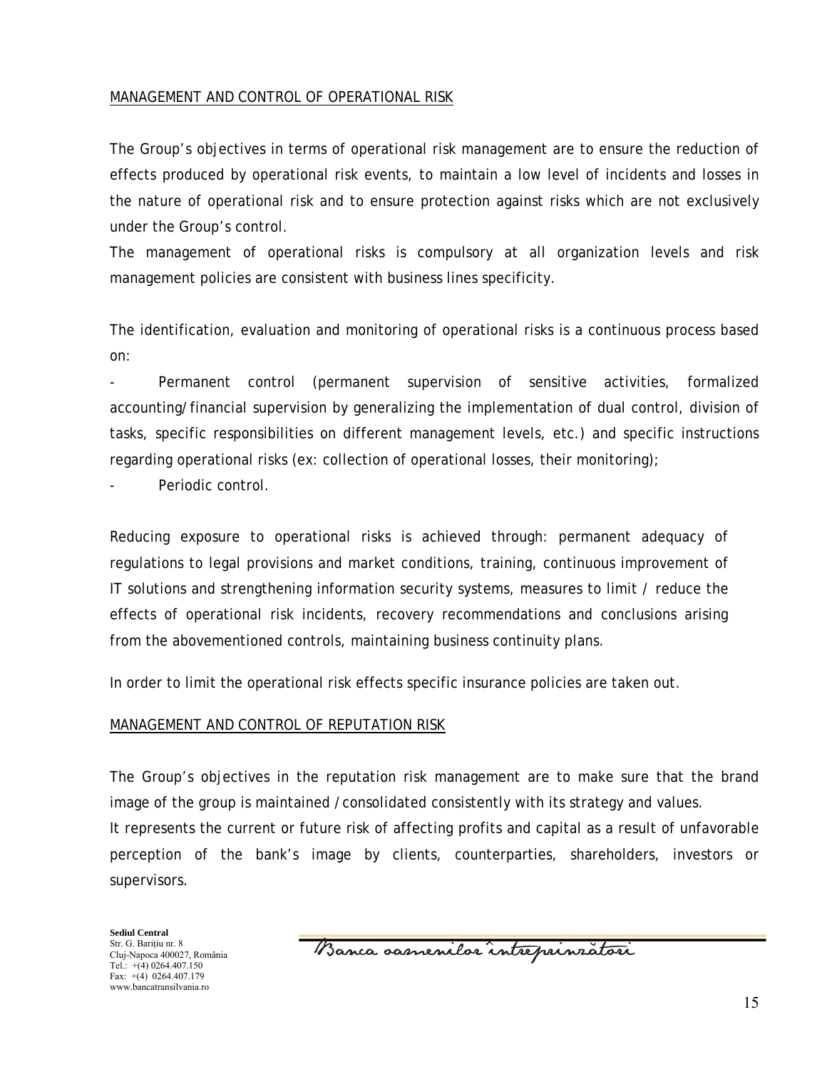MANAGEMENT AND CONTROL OF OPERATIONAL RISK

The Group's objectives in terms of operational risk management are to ensure the reduction of effects produced by operational risk events, to maintain a low level of incidents and losses in the nature of operational risk and to ensure protection against risks which are not exclusively under the Group's control.

The management of operational risks is compulsory at all organization levels and risk management policies are consistent with business lines specificity.

The identification, evaluation and monitoring of operational risks is a continuous process based on:

- Permanent control (permanent supervision of sensitive activities, formalized accounting/financial supervision by generalizing the implementation of dual control, division of tasks, specific responsibilities on different management levels, etc.) and specific instructions regarding operational risks (ex: collection of operational losses, their monitoring);
- Periodic control.

Reducing exposure to operational risks is achieved through: permanent adequacy of regulations to legal provisions and market conditions, training, continuous improvement of IT solutions and strengthening information security systems, measures to limit / reduce the effects of operational risk incidents, recovery recommendations and conclusions arising from the abovementioned controls, maintaining business continuity plans.

In order to limit the operational risk effects specific insurance policies are taken out.

MANAGEMENT AND CONTROL OF REPUTATION RISK

The Group's objectives in the reputation risk management are to make sure that the brand image of the group is maintained /consolidated consistently with its strategy and values.
It represents the current or future risk of affecting profits and capital as a result of unfavorable perception of the bank's image by clients, counterparties, shareholders, investors or supervisors.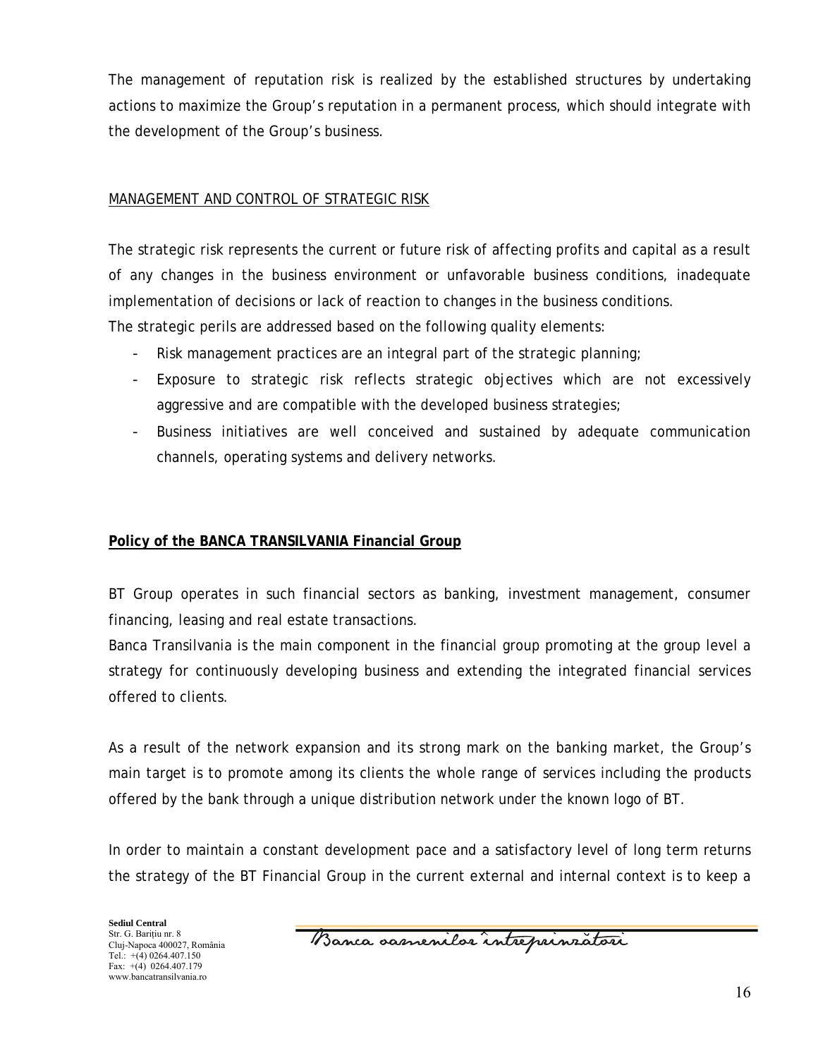The management of reputation risk is realized by the established structures by undertaking actions to maximize the Group's reputation in a permanent process, which should integrate with the development of the Group's business.

MANAGEMENT AND CONTROL OF STRATEGIC RISK

The strategic risk represents the current or future risk of affecting profits and capital as a result of any changes in the business environment or unfavorable business conditions, inadequate implementation of decisions or lack of reaction to changes in the business conditions.
The strategic perils are addressed based on the following quality elements:

- Risk management practices are an integral part of the strategic planning;
- Exposure to strategic risk reflects strategic objectives which are not excessively aggressive and are compatible with the developed business strategies;
- Business initiatives are well conceived and sustained by adequate communication channels, operating systems and delivery networks.

**Policy of the BANCA TRANSILVANIA Financial Group**

BT Group operates in such financial sectors as banking, investment management, consumer financing, leasing and real estate transactions.
Banca Transilvania is the main component in the financial group promoting at the group level a strategy for continuously developing business and extending the integrated financial services offered to clients.

As a result of the network expansion and its strong mark on the banking market, the Group's main target is to promote among its clients the whole range of services including the products offered by the bank through a unique distribution network under the known logo of BT.

In order to maintain a constant development pace and a satisfactory level of long term returns the strategy of the BT Financial Group in the current external and internal context is to keep a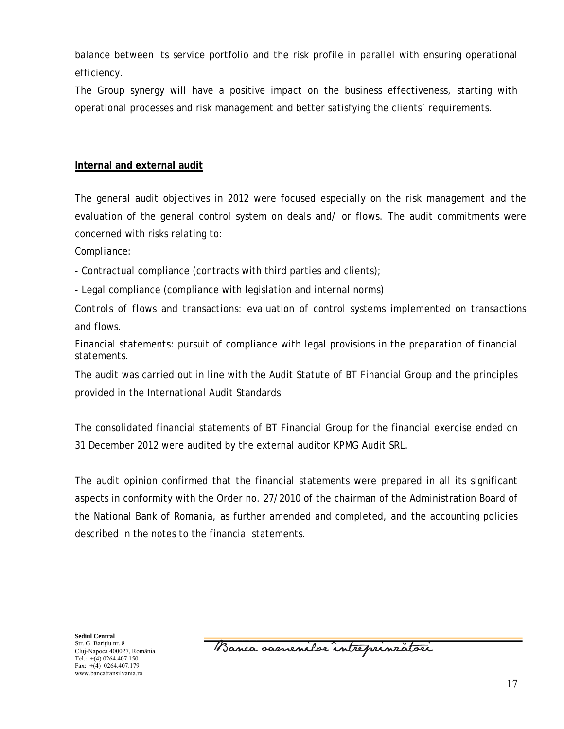balance between its service portfolio and the risk profile in parallel with ensuring operational efficiency.

The Group synergy will have a positive impact on the business effectiveness, starting with operational processes and risk management and better satisfying the clients' requirements.

## Internal and external audit

The general audit objectives in 2012 were focused especially on the risk management and the evaluation of the general control system on deals and/ or flows. The audit commitments were concerned with risks relating to:

*Compliance*:

- Contractual compliance (contracts with third parties and clients);
- Legal compliance (compliance with legislation and internal norms)

*Controls of flows and transactions*: evaluation of control systems implemented on transactions and flows.

*Financial statements*: pursuit of compliance with legal provisions in the preparation of financial statements.

The audit was carried out in line with the Audit Statute of BT Financial Group and the principles provided in the International Audit Standards.

The consolidated financial statements of BT Financial Group for the financial exercise ended on 31 December 2012 were audited by the external auditor KPMG Audit SRL.

The audit opinion confirmed that the financial statements were prepared in all its significant aspects in conformity with the Order no. 27/2010 of the chairman of the Administration Board of the National Bank of Romania, as further amended and completed, and the accounting policies described in the notes to the financial statements.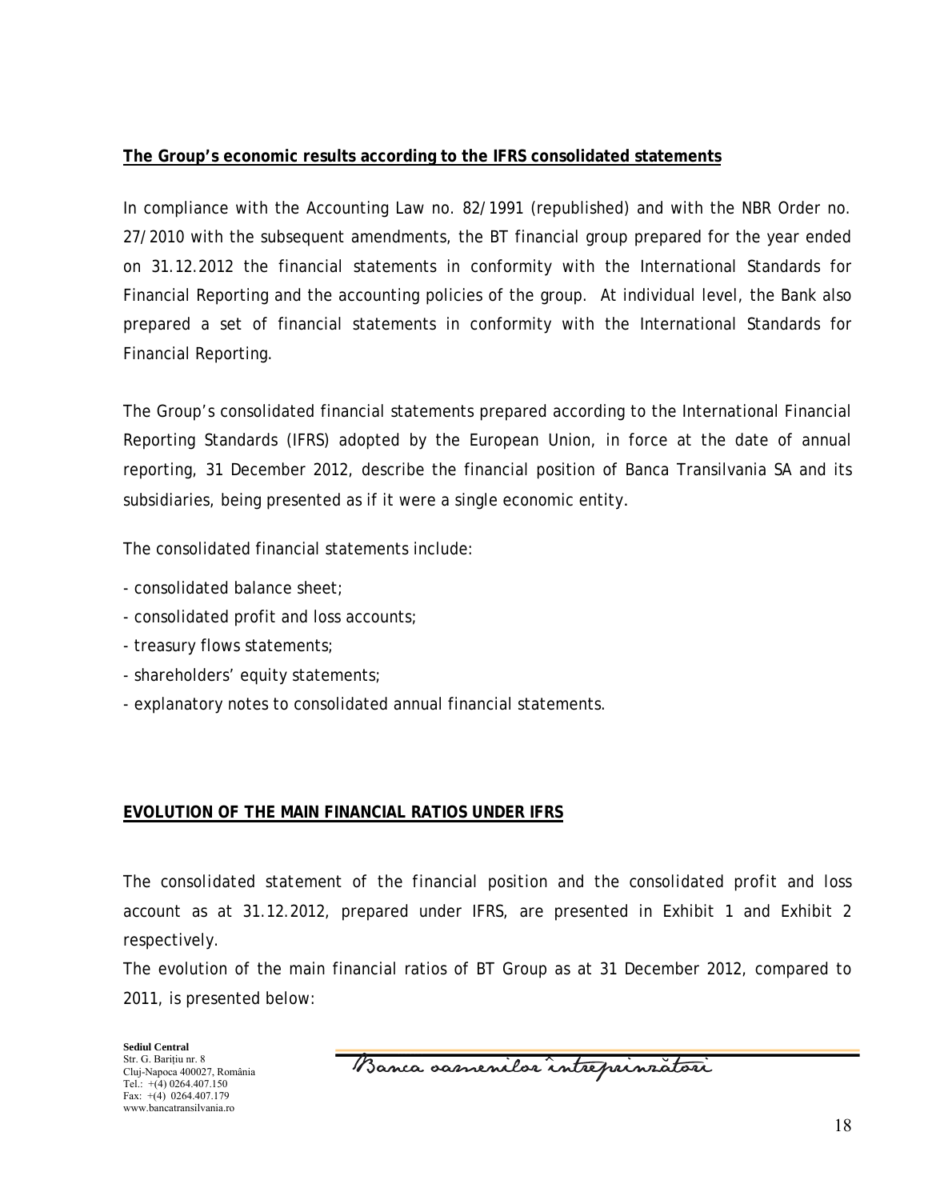## The Group's economic results according to the IFRS consolidated statements

In compliance with the Accounting Law no. 82/1991 (republished) and with the NBR Order no. 27/2010 with the subsequent amendments, the BT financial group prepared for the year ended on 31.12.2012 the financial statements in conformity with the International Standards for Financial Reporting and the accounting policies of the group. At individual level, the Bank also prepared a set of financial statements in conformity with the International Standards for Financial Reporting.

The Group's consolidated financial statements prepared according to the International Financial Reporting Standards (IFRS) adopted by the European Union, in force at the date of annual reporting, 31 December 2012, describe the financial position of Banca Transilvania SA and its subsidiaries, being presented as if it were a single economic entity.

The consolidated financial statements include:

- consolidated balance sheet;
- consolidated profit and loss accounts;
- treasury flows statements;
- shareholders' equity statements;
- explanatory notes to consolidated annual financial statements.

## EVOLUTION OF THE MAIN FINANCIAL RATIOS UNDER IFRS

The consolidated statement of the financial position and the consolidated profit and loss account as at 31.12.2012, prepared under IFRS, are presented in Exhibit 1 and Exhibit 2 respectively.

The evolution of the main financial ratios of BT Group as at 31 December 2012, compared to 2011, is presented below: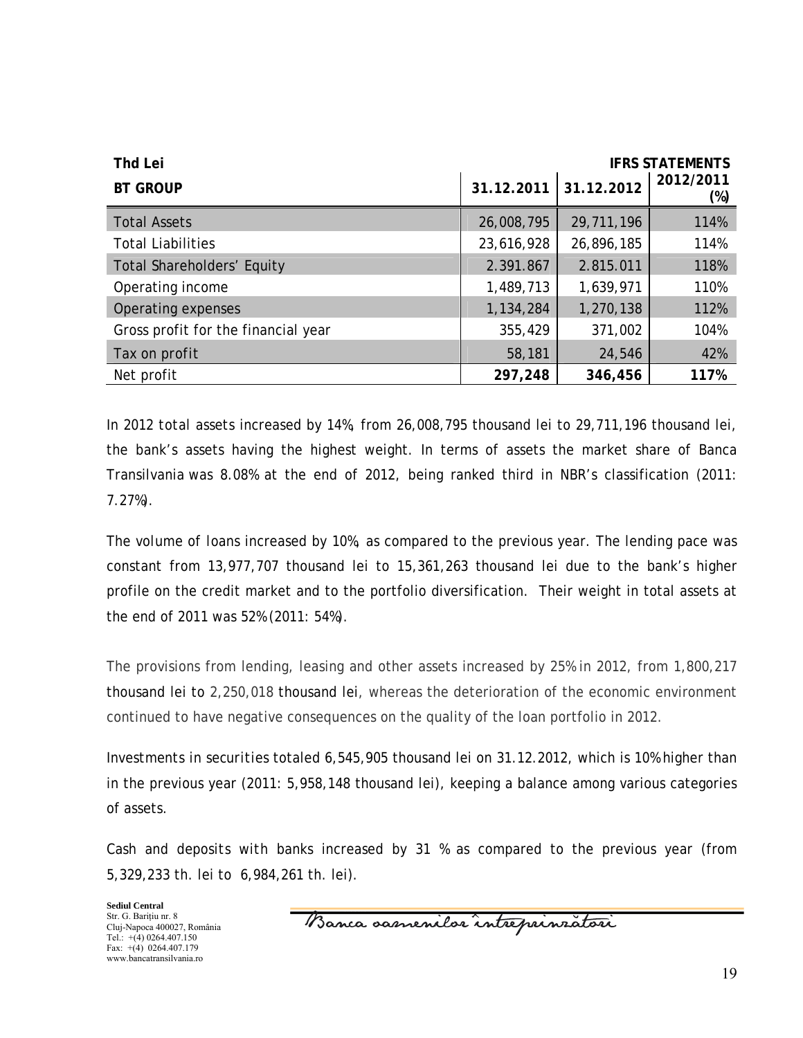| Thd Lei | | | IFRS STATEMENTS |
|---|---|---|---|
| **BT GROUP** | **31.12.2011** | **31.12.2012** | **2012/2011 (%)** |
| Total Assets | 26,008,795 | 29,711,196 | 114% |
| Total Liabilities | 23,616,928 | 26,896,185 | 114% |
| Total Shareholders' Equity | 2.391.867 | 2.815.011 | 118% |
| Operating income | 1,489,713 | 1,639,971 | 110% |
| Operating expenses | 1,134,284 | 1,270,138 | 112% |
| Gross profit for the financial year | 355,429 | 371,002 | 104% |
| Tax on profit | 58,181 | 24,546 | 42% |
| Net profit | **297,248** | **346,456** | **117%** |

In 2012 total assets increased by 14%, from 26,008,795 thousand lei to 29,711,196 thousand lei, the bank's assets having the highest weight. In terms of assets the market share of Banca Transilvania was 8.08% at the end of 2012, being ranked third in NBR's classification (2011: 7.27%).

The volume of loans increased by 10%, as compared to the previous year. The lending pace was constant from 13,977,707 thousand lei to 15,361,263 thousand lei due to the bank's higher profile on the credit market and to the portfolio diversification. Their weight in total assets at the end of 2011 was 52% (2011: 54%).

The provisions from lending, leasing and other assets increased by 25% in 2012, from 1,800,217 thousand lei to 2,250,018 thousand lei, whereas the deterioration of the economic environment continued to have negative consequences on the quality of the loan portfolio in 2012.

Investments in securities totaled 6,545,905 thousand lei on 31.12.2012, which is 10% higher than in the previous year (2011: 5,958,148 thousand lei), keeping a balance among various categories of assets.

Cash and deposits with banks increased by 31 % as compared to the previous year (from 5,329,233 th. lei to 6,984,261 th. lei).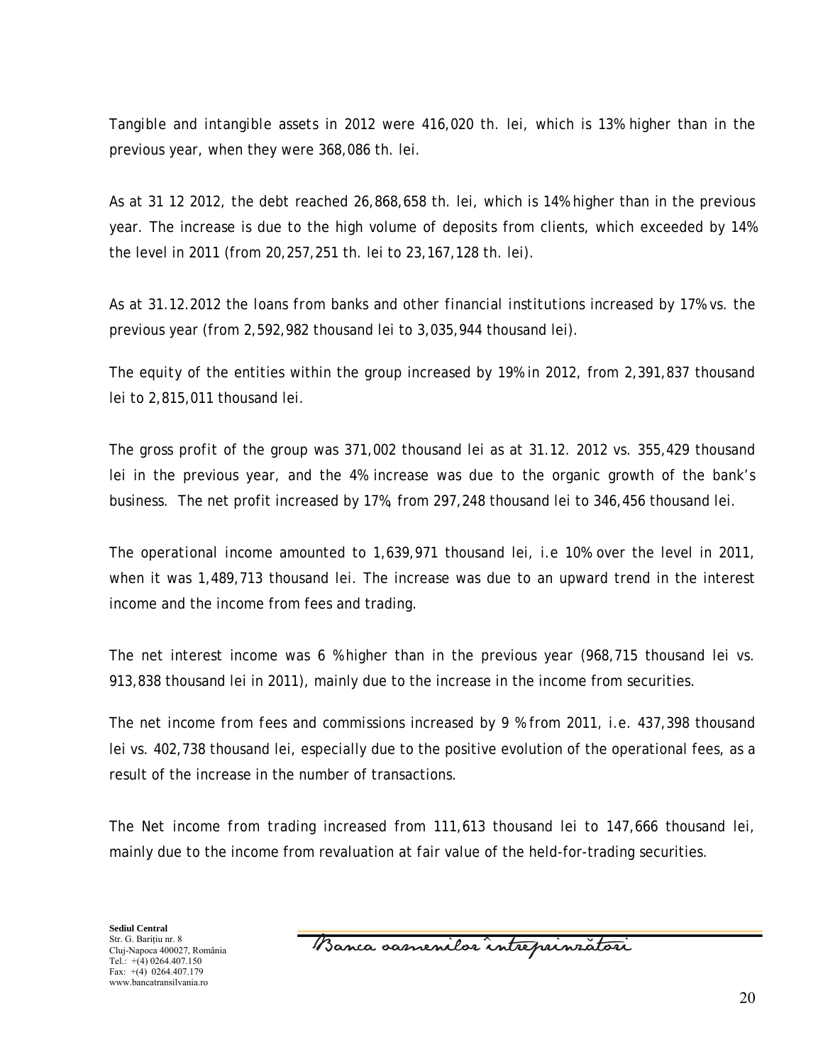Tangible and intangible assets in 2012 were 416,020 th. lei, which is 13% higher than in the previous year, when they were 368,086 th. lei.

As at 31 12 2012, the debt reached 26,868,658 th. lei, which is 14% higher than in the previous year. The increase is due to the high volume of deposits from clients, which exceeded by 14% the level in 2011 (from 20,257,251 th. lei to 23,167,128 th. lei).

As at 31.12.2012 the loans from banks and other financial institutions increased by 17% vs. the previous year (from 2,592,982 thousand lei to 3,035,944 thousand lei).

The equity of the entities within the group increased by 19% in 2012, from 2,391,837 thousand lei to 2,815,011 thousand lei.

The gross profit of the group was 371,002 thousand lei as at 31.12. 2012 vs. 355,429 thousand lei in the previous year, and the 4% increase was due to the organic growth of the bank's business. The net profit increased by 17%, from 297,248 thousand lei to 346,456 thousand lei.

The operational income amounted to 1,639,971 thousand lei, i.e 10% over the level in 2011, when it was 1,489,713 thousand lei. The increase was due to an upward trend in the interest income and the income from fees and trading.

The net interest income was 6 % higher than in the previous year (968,715 thousand lei vs. 913,838 thousand lei in 2011), mainly due to the increase in the income from securities.

The net income from fees and commissions increased by 9 % from 2011, i.e. 437,398 thousand lei vs. 402,738 thousand lei, especially due to the positive evolution of the operational fees, as a result of the increase in the number of transactions.

The Net income from trading increased from 111,613 thousand lei to 147,666 thousand lei, mainly due to the income from revaluation at fair value of the held-for-trading securities.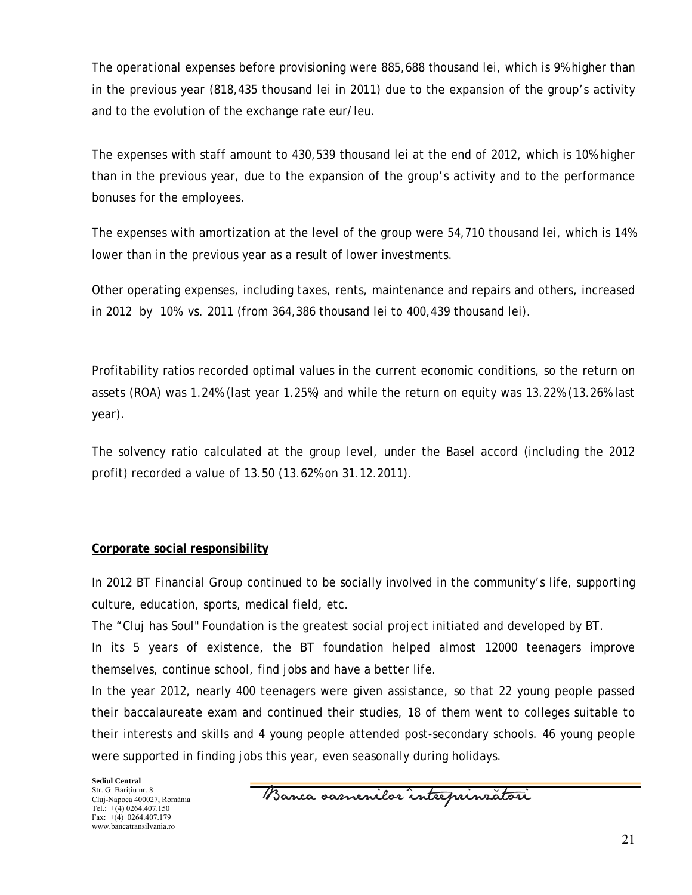The operational expenses before provisioning were 885,688 thousand lei, which is 9% higher than in the previous year (818,435 thousand lei in 2011) due to the expansion of the group's activity and to the evolution of the exchange rate eur/leu.

The expenses with staff amount to 430,539 thousand lei at the end of 2012, which is 10% higher than in the previous year, due to the expansion of the group's activity and to the performance bonuses for the employees.

The expenses with amortization at the level of the group were 54,710 thousand lei, which is 14% lower than in the previous year as a result of lower investments.

Other operating expenses, including taxes, rents, maintenance and repairs and others, increased in 2012 by 10% vs. 2011 (from 364,386 thousand lei to 400,439 thousand lei).

Profitability ratios recorded optimal values in the current economic conditions, so the return on assets (ROA) was 1.24% (last year 1.25%) and while the return on equity was 13.22% (13.26% last year).

The solvency ratio calculated at the group level, under the Basel accord (including the 2012 profit) recorded a value of 13.50 (13.62% on 31.12.2011).

**Corporate social responsibility**

In 2012 BT Financial Group continued to be socially involved in the community's life, supporting culture, education, sports, medical field, etc.

The "Cluj has Soul" Foundation is the greatest social project initiated and developed by BT.

In its 5 years of existence, the BT foundation helped almost 12000 teenagers improve themselves, continue school, find jobs and have a better life.

In the year 2012, nearly 400 teenagers were given assistance, so that 22 young people passed their baccalaureate exam and continued their studies, 18 of them went to colleges suitable to their interests and skills and 4 young people attended post-secondary schools. 46 young people were supported in finding jobs this year, even seasonally during holidays.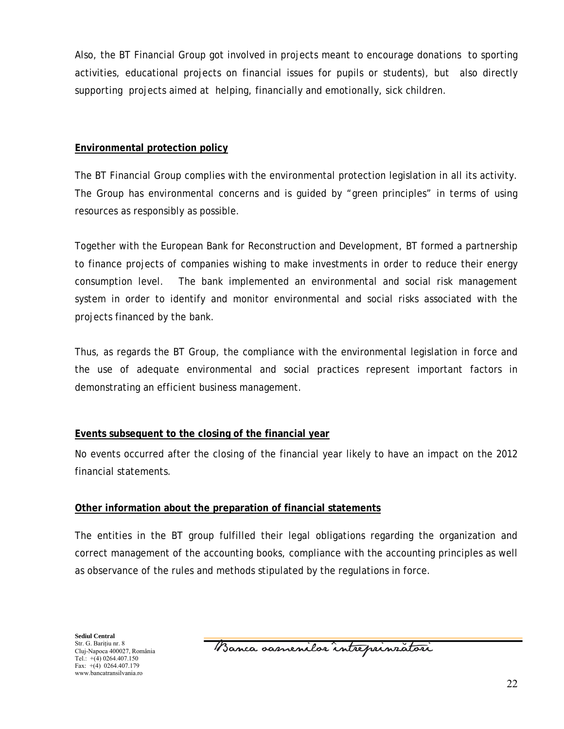Also, the BT Financial Group got involved in projects meant to encourage donations to sporting activities, educational projects on financial issues for pupils or students), but also directly supporting projects aimed at helping, financially and emotionally, sick children.

**Environmental protection policy**

The BT Financial Group complies with the environmental protection legislation in all its activity. The Group has environmental concerns and is guided by "green principles" in terms of using resources as responsibly as possible.

Together with the European Bank for Reconstruction and Development, BT formed a partnership to finance projects of companies wishing to make investments in order to reduce their energy consumption level. The bank implemented an environmental and social risk management system in order to identify and monitor environmental and social risks associated with the projects financed by the bank.

Thus, as regards the BT Group, the compliance with the environmental legislation in force and the use of adequate environmental and social practices represent important factors in demonstrating an efficient business management.

**Events subsequent to the closing of the financial year**

No events occurred after the closing of the financial year likely to have an impact on the 2012 financial statements.

**Other information about the preparation of financial statements**

The entities in the BT group fulfilled their legal obligations regarding the organization and correct management of the accounting books, compliance with the accounting principles as well as observance of the rules and methods stipulated by the regulations in force.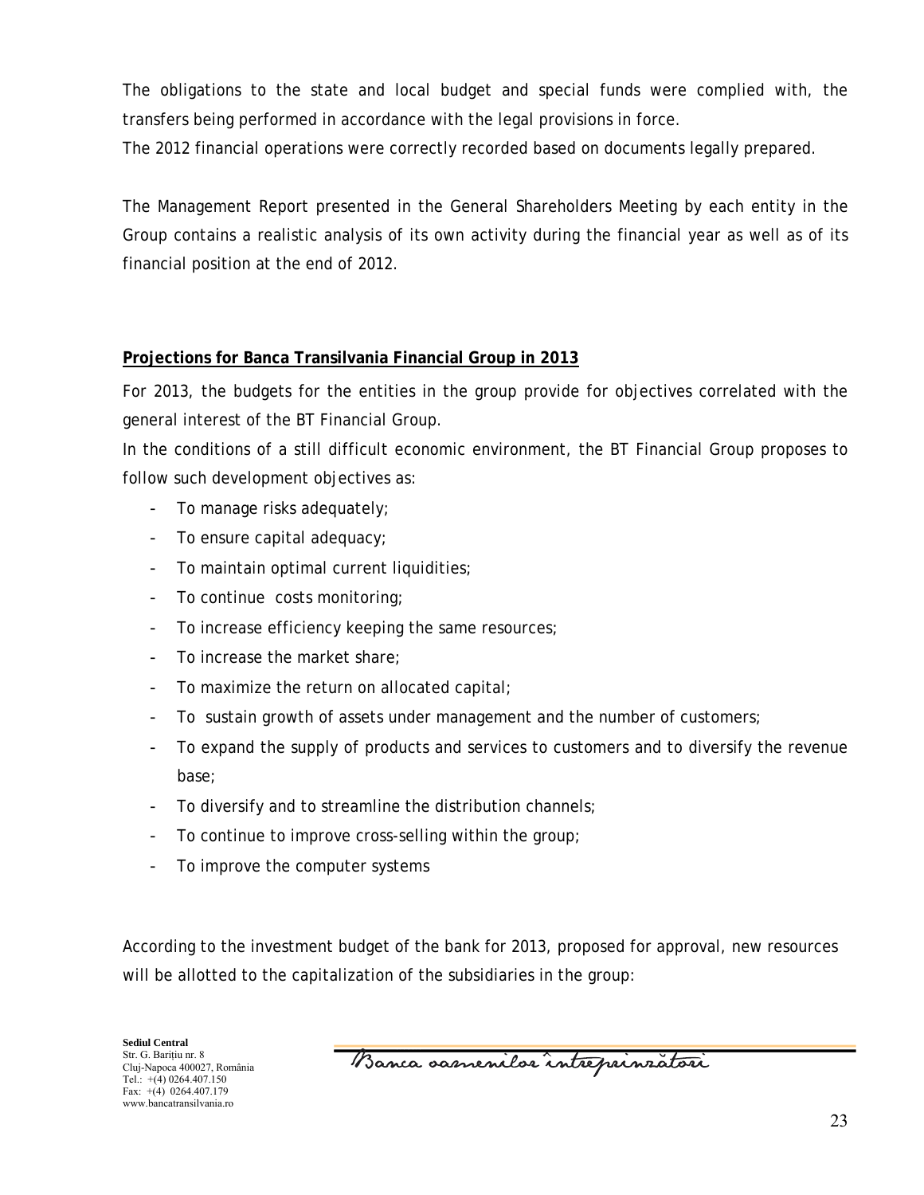The obligations to the state and local budget and special funds were complied with, the transfers being performed in accordance with the legal provisions in force.

The 2012 financial operations were correctly recorded based on documents legally prepared.

The Management Report presented in the General Shareholders Meeting by each entity in the Group contains a realistic analysis of its own activity during the financial year as well as of its financial position at the end of 2012.

**Projections for Banca Transilvania Financial Group in 2013**

For 2013, the budgets for the entities in the group provide for objectives correlated with the general interest of the BT Financial Group.

In the conditions of a still difficult economic environment, the BT Financial Group proposes to follow such development objectives as:

- To manage risks adequately;
- To ensure capital adequacy;
- To maintain optimal current liquidities;
- To continue costs monitoring;
- To increase efficiency keeping the same resources;
- To increase the market share;
- To maximize the return on allocated capital;
- To sustain growth of assets under management and the number of customers;
- To expand the supply of products and services to customers and to diversify the revenue base;
- To diversify and to streamline the distribution channels;
- To continue to improve cross-selling within the group;
- To improve the computer systems

According to the investment budget of the bank for 2013, proposed for approval, new resources will be allotted to the capitalization of the subsidiaries in the group: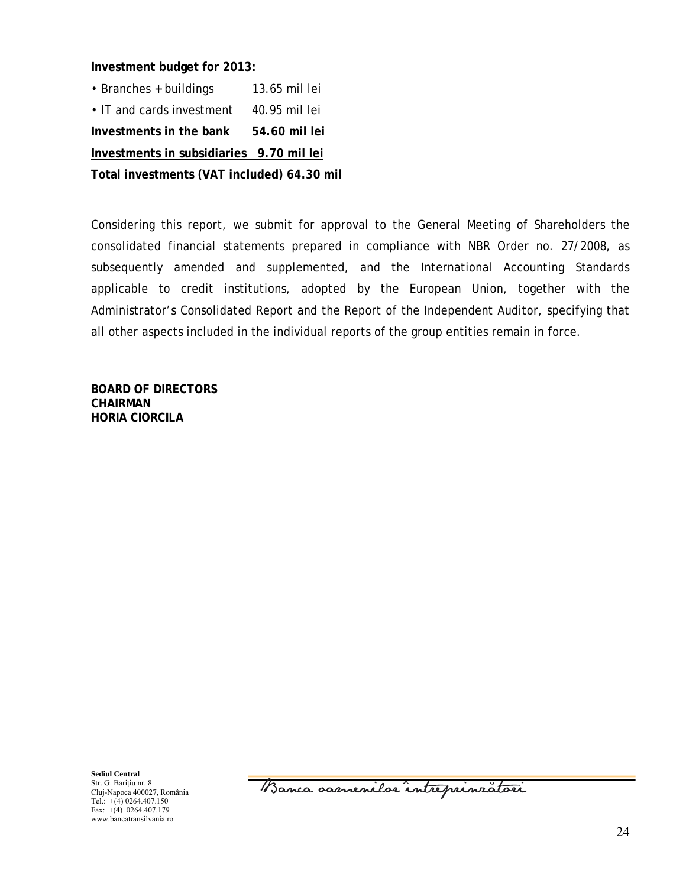**Investment budget for 2013:**

- Branches + buildings 13.65 mil lei
- IT and cards investment 40.95 mil lei

**Investments in the bank 54.60 mil lei**

**Investments in subsidiaries 9.70 mil lei**

**Total investments (VAT included) 64.30 mil**

Considering this report, we submit for approval to the General Meeting of Shareholders the consolidated financial statements prepared in compliance with NBR Order no. 27/2008, as subsequently amended and supplemented, and the International Accounting Standards applicable to credit institutions, adopted by the European Union, together with the Administrator's Consolidated Report and the Report of the Independent Auditor, specifying that all other aspects included in the individual reports of the group entities remain in force.

**BOARD OF DIRECTORS**
**CHAIRMAN**
**HORIA CIORCILA**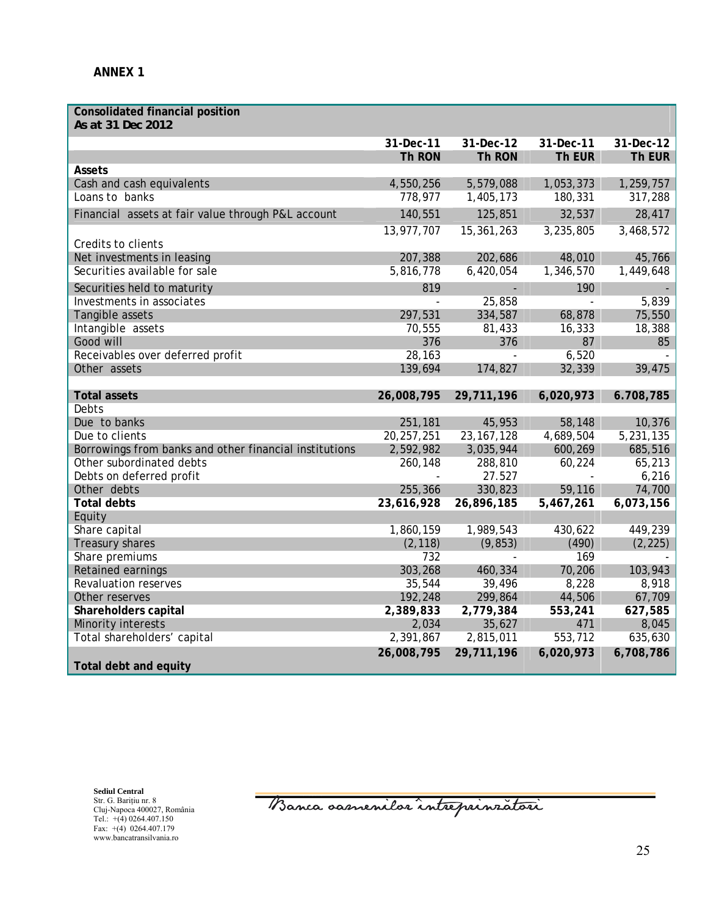**ANNEX 1**

| Consolidated financial position<br>As at 31 Dec 2012 | | | | |
|---|---|---|---|---|
| | 31-Dec-11 | 31-Dec-12 | 31-Dec-11 | 31-Dec-12 |
| | Th RON | Th RON | Th EUR | Th EUR |
| **Assets** | | | | |
| Cash and cash equivalents | 4,550,256 | 5,579,088 | 1,053,373 | 1,259,757 |
| Loans to banks | 778,977 | 1,405,173 | 180,331 | 317,288 |
| Financial assets at fair value through P&L account | 140,551 | 125,851 | 32,537 | 28,417 |
| Credits to clients | 13,977,707 | 15,361,263 | 3,235,805 | 3,468,572 |
| Net investments in leasing | 207,388 | 202,686 | 48,010 | 45,766 |
| Securities available for sale | 5,816,778 | 6,420,054 | 1,346,570 | 1,449,648 |
| Securities held to maturity | 819 | - | 190 | - |
| Investments in associates | - | 25,858 | - | 5,839 |
| Tangible assets | 297,531 | 334,587 | 68,878 | 75,550 |
| Intangible assets | 70,555 | 81,433 | 16,333 | 18,388 |
| Good will | 376 | 376 | 87 | 85 |
| Receivables over deferred profit | 28,163 | - | 6,520 | - |
| Other assets | 139,694 | 174,827 | 32,339 | 39,475 |
| **Total assets** | **26,008,795** | **29,711,196** | **6,020,973** | **6.708,785** |
| Debts | | | | |
| Due to banks | 251,181 | 45,953 | 58,148 | 10,376 |
| Due to clients | 20,257,251 | 23,167,128 | 4,689,504 | 5,231,135 |
| Borrowings from banks and other financial institutions | 2,592,982 | 3,035,944 | 600,269 | 685,516 |
| Other subordinated debts | 260,148 | 288,810 | 60,224 | 65,213 |
| Debts on deferred profit | - | 27.527 | - | 6,216 |
| Other debts | 255,366 | 330,823 | 59,116 | 74,700 |
| **Total debts** | **23,616,928** | **26,896,185** | **5,467,261** | **6,073,156** |
| Equity | | | | |
| Share capital | 1,860,159 | 1,989,543 | 430,622 | 449,239 |
| Treasury shares | (2,118) | (9,853) | (490) | (2,225) |
| Share premiums | 732 | - | 169 | - |
| Retained earnings | 303,268 | 460,334 | 70,206 | 103,943 |
| Revaluation reserves | 35,544 | 39,496 | 8,228 | 8,918 |
| Other reserves | 192,248 | 299,864 | 44,506 | 67,709 |
| **Shareholders capital** | **2,389,833** | **2,779,384** | **553,241** | **627,585** |
| Minority interests | 2,034 | 35,627 | 471 | 8,045 |
| Total shareholders' capital | 2,391,867 | 2,815,011 | 553,712 | 635,630 |
| **Total debt and equity** | **26,008,795** | **29,711,196** | **6,020,973** | **6,708,786** |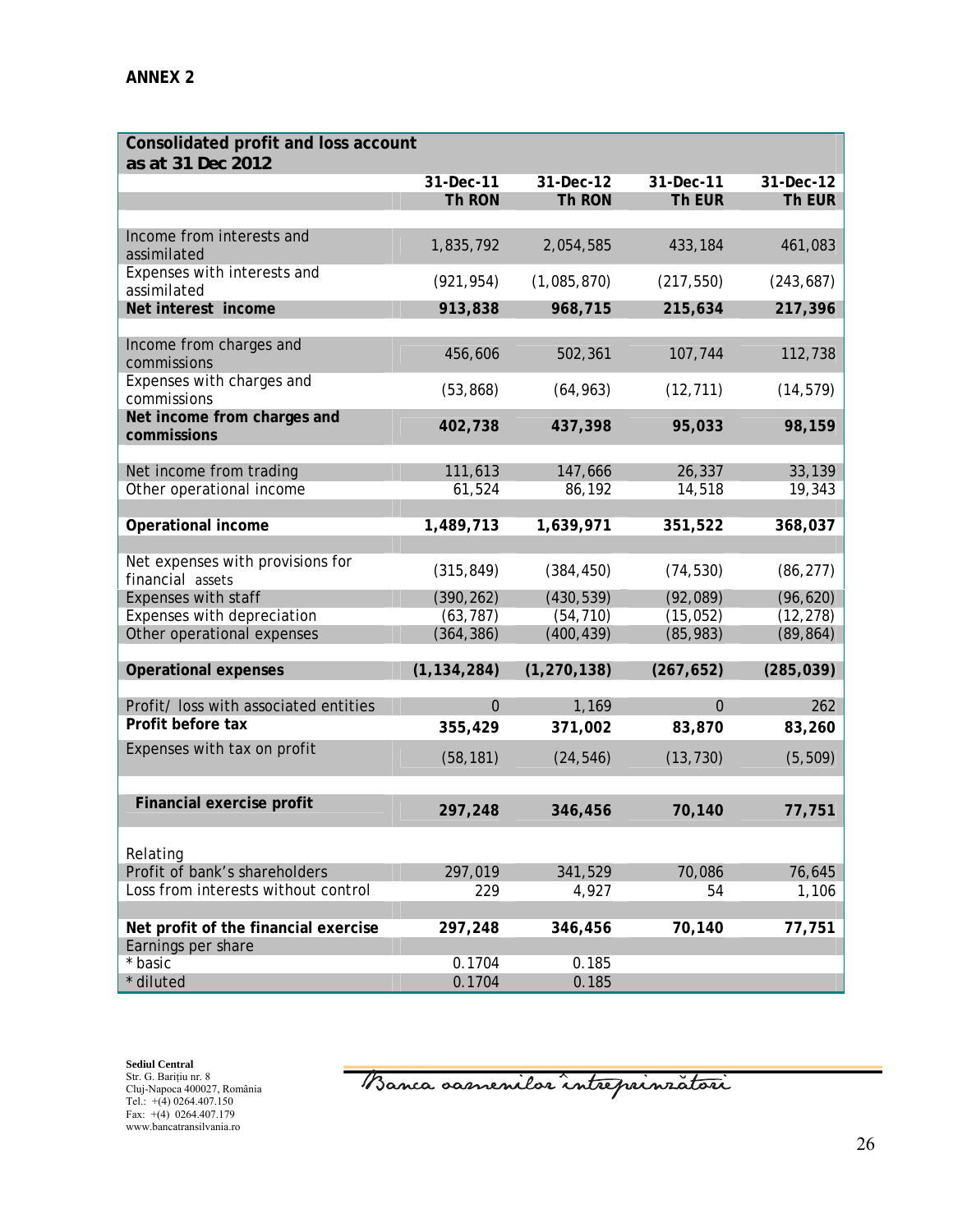**ANNEX 2**

| Consolidated profit and loss account as at 31 Dec 2012 | 31-Dec-11 Th RON | 31-Dec-12 Th RON | 31-Dec-11 Th EUR | 31-Dec-12 Th EUR |
|---|---|---|---|---|
| Income from interests and assimilated | 1,835,792 | 2,054,585 | 433,184 | 461,083 |
| Expenses with interests and assimilated | (921,954) | (1,085,870) | (217,550) | (243,687) |
| **Net interest income** | **913,838** | **968,715** | **215,634** | **217,396** |
| Income from charges and commissions | 456,606 | 502,361 | 107,744 | 112,738 |
| Expenses with charges and commissions | (53,868) | (64,963) | (12,711) | (14,579) |
| **Net income from charges and commissions** | **402,738** | **437,398** | **95,033** | **98,159** |
| Net income from trading | 111,613 | 147,666 | 26,337 | 33,139 |
| Other operational income | 61,524 | 86,192 | 14,518 | 19,343 |
| **Operational income** | **1,489,713** | **1,639,971** | **351,522** | **368,037** |
| Net expenses with provisions for financial assets | (315,849) | (384,450) | (74,530) | (86,277) |
| Expenses with staff | (390,262) | (430,539) | (92,089) | (96,620) |
| Expenses with depreciation | (63,787) | (54,710) | (15,052) | (12,278) |
| Other operational expenses | (364,386) | (400,439) | (85,983) | (89,864) |
| **Operational expenses** | **(1,134,284)** | **(1,270,138)** | **(267,652)** | **(285,039)** |
| Profit/ loss with associated entities | 0 | 1,169 | 0 | 262 |
| **Profit before tax** | **355,429** | **371,002** | **83,870** | **83,260** |
| Expenses with tax on profit | (58,181) | (24,546) | (13,730) | (5,509) |
| **Financial exercise profit** | **297,248** | **346,456** | **70,140** | **77,751** |
| Relating | | | | |
| Profit of bank's shareholders | 297,019 | 341,529 | 70,086 | 76,645 |
| Loss from interests without control | 229 | 4,927 | 54 | 1,106 |
| **Net profit of the financial exercise** | **297,248** | **346,456** | **70,140** | **77,751** |
| Earnings per share | | | | |
| * basic | 0.1704 | 0.185 | | |
| * diluted | 0.1704 | 0.185 | | |

**Sediul Central**
Str. G. Barițiu nr. 8
Cluj-Napoca 400027, România
Tel.: +(4) 0264.407.150
Fax: +(4) 0264.407.179
www.bancatransilvania.ro

Banca oamenilor întreprinzători